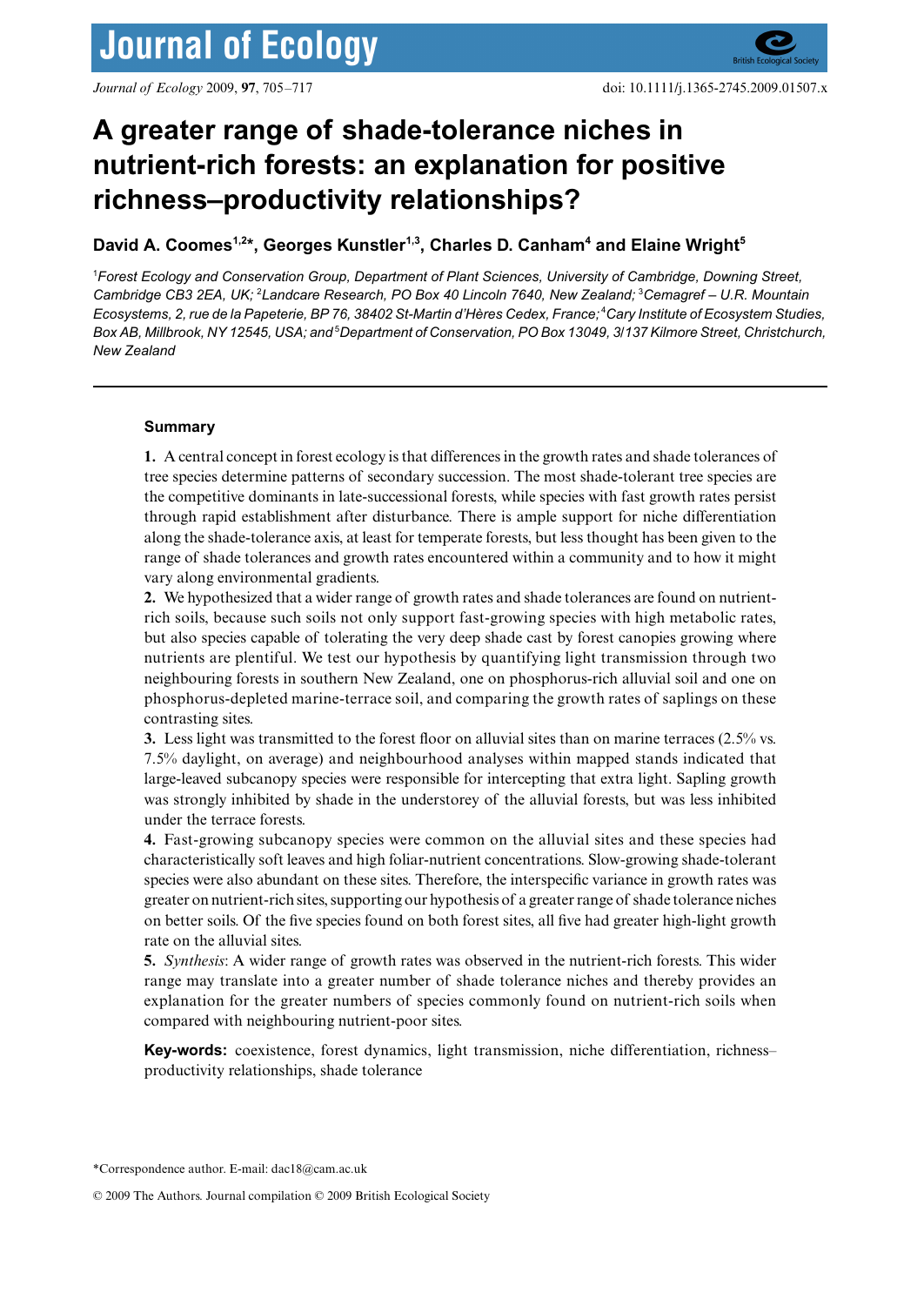# A greater range of shade-tolerance niches in nutrient-rich forests: an explanation for positive richness–productivity relationships?

**David A. Coomes[1,2*], Georges Kunstler[1,3], Charles D. Canham[4] and Elaine Wright[5]**

[1]*Forest Ecology and Conservation Group, Department of Plant Sciences, University of Cambridge, Downing Street, Cambridge CB3 2EA, UK;* [2]*Landcare Research, PO Box 40 Lincoln 7640, New Zealand;* [3]*Cemagref – U.R. Mountain Ecosystems, 2, rue de la Papeterie, BP 76, 38402 St-Martin d'Hères Cedex, France;* [4]*Cary Institute of Ecosystem Studies, Box AB, Millbrook, NY 12545, USA; and* [5]*Department of Conservation, PO Box 13049, 3/137 Kilmore Street, Christchurch, New Zealand*

## Summary

**1.** A central concept in forest ecology is that differences in the growth rates and shade tolerances of tree species determine patterns of secondary succession. The most shade-tolerant tree species are the competitive dominants in late-successional forests, while species with fast growth rates persist through rapid establishment after disturbance. There is ample support for niche differentiation along the shade-tolerance axis, at least for temperate forests, but less thought has been given to the range of shade tolerances and growth rates encountered within a community and to how it might vary along environmental gradients.

**2.** We hypothesized that a wider range of growth rates and shade tolerances are found on nutrient-rich soils, because such soils not only support fast-growing species with high metabolic rates, but also species capable of tolerating the very deep shade cast by forest canopies growing where nutrients are plentiful. We test our hypothesis by quantifying light transmission through two neighbouring forests in southern New Zealand, one on phosphorus-rich alluvial soil and one on phosphorus-depleted marine-terrace soil, and comparing the growth rates of saplings on these contrasting sites.

**3.** Less light was transmitted to the forest floor on alluvial sites than on marine terraces (2.5% vs. 7.5% daylight, on average) and neighbourhood analyses within mapped stands indicated that large-leaved subcanopy species were responsible for intercepting that extra light. Sapling growth was strongly inhibited by shade in the understorey of the alluvial forests, but was less inhibited under the terrace forests.

**4.** Fast-growing subcanopy species were common on the alluvial sites and these species had characteristically soft leaves and high foliar-nutrient concentrations. Slow-growing shade-tolerant species were also abundant on these sites. Therefore, the interspecific variance in growth rates was greater on nutrient-rich sites, supporting our hypothesis of a greater range of shade tolerance niches on better soils. Of the five species found on both forest sites, all five had greater high-light growth rate on the alluvial sites.

**5.** *Synthesis*: A wider range of growth rates was observed in the nutrient-rich forests. This wider range may translate into a greater number of shade tolerance niches and thereby provides an explanation for the greater numbers of species commonly found on nutrient-rich soils when compared with neighbouring nutrient-poor sites.

**Key-words:** coexistence, forest dynamics, light transmission, niche differentiation, richness–productivity relationships, shade tolerance

*Correspondence author. E-mail: dac18@cam.ac.uk

© 2009 The Authors. Journal compilation © 2009 British Ecological Society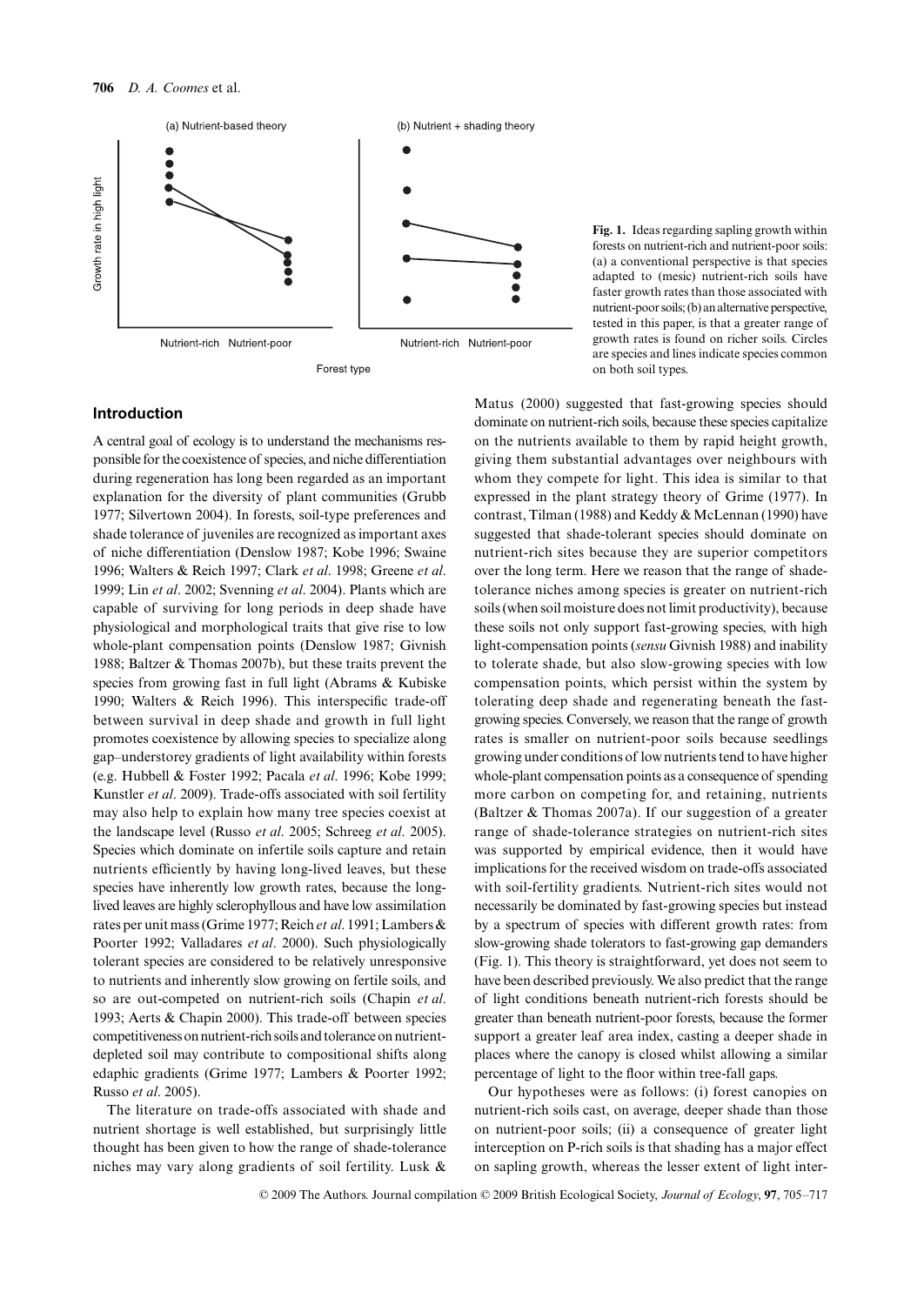Fig. 1. Ideas regarding sapling growth within forests on nutrient-rich and nutrient-poor soils: (a) a conventional perspective is that species adapted to (mesic) nutrient-rich soils have faster growth rates than those associated with nutrient-poor soils; (b) an alternative perspective, tested in this paper, is that a greater range of growth rates is found on richer soils. Circles are species and lines indicate species common on both soil types.

## Introduction

A central goal of ecology is to understand the mechanisms responsible for the coexistence of species, and niche differentiation during regeneration has long been regarded as an important explanation for the diversity of plant communities (Grubb 1977; Silvertown 2004). In forests, soil-type preferences and shade tolerance of juveniles are recognized as important axes of niche differentiation (Denslow 1987; Kobe 1996; Swaine 1996; Walters & Reich 1997; Clark *et al*. 1998; Greene *et al*. 1999; Lin *et al*. 2002; Svenning *et al*. 2004). Plants which are capable of surviving for long periods in deep shade have physiological and morphological traits that give rise to low whole-plant compensation points (Denslow 1987; Givnish 1988; Baltzer & Thomas 2007b), but these traits prevent the species from growing fast in full light (Abrams & Kubiske 1990; Walters & Reich 1996). This interspecific trade-off between survival in deep shade and growth in full light promotes coexistence by allowing species to specialize along gap–understorey gradients of light availability within forests (e.g. Hubbell & Foster 1992; Pacala *et al*. 1996; Kobe 1999; Kunstler *et al*. 2009). Trade-offs associated with soil fertility may also help to explain how many tree species coexist at the landscape level (Russo *et al*. 2005; Schreeg *et al*. 2005). Species which dominate on infertile soils capture and retain nutrients efficiently by having long-lived leaves, but these species have inherently low growth rates, because the long-lived leaves are highly sclerophyllous and have low assimilation rates per unit mass (Grime 1977; Reich *et al*. 1991; Lambers & Poorter 1992; Valladares *et al*. 2000). Such physiologically tolerant species are considered to be relatively unresponsive to nutrients and inherently slow growing on fertile soils, and so are out-competed on nutrient-rich soils (Chapin *et al*. 1993; Aerts & Chapin 2000). This trade-off between species competitiveness on nutrient-rich soils and tolerance on nutrient-depleted soil may contribute to compositional shifts along edaphic gradients (Grime 1977; Lambers & Poorter 1992; Russo *et al*. 2005).

The literature on trade-offs associated with shade and nutrient shortage is well established, but surprisingly little thought has been given to how the range of shade-tolerance niches may vary along gradients of soil fertility. Lusk & Matus (2000) suggested that fast-growing species should dominate on nutrient-rich soils, because these species capitalize on the nutrients available to them by rapid height growth, giving them substantial advantages over neighbours with whom they compete for light. This idea is similar to that expressed in the plant strategy theory of Grime (1977). In contrast, Tilman (1988) and Keddy & McLennan (1990) have suggested that shade-tolerant species should dominate on nutrient-rich sites because they are superior competitors over the long term. Here we reason that the range of shade-tolerance niches among species is greater on nutrient-rich soils (when soil moisture does not limit productivity), because these soils not only support fast-growing species, with high light-compensation points (*sensu* Givnish 1988) and inability to tolerate shade, but also slow-growing species with low compensation points, which persist within the system by tolerating deep shade and regenerating beneath the fast-growing species. Conversely, we reason that the range of growth rates is smaller on nutrient-poor soils because seedlings growing under conditions of low nutrients tend to have higher whole-plant compensation points as a consequence of spending more carbon on competing for, and retaining, nutrients (Baltzer & Thomas 2007a). If our suggestion of a greater range of shade-tolerance strategies on nutrient-rich sites was supported by empirical evidence, then it would have implications for the received wisdom on trade-offs associated with soil-fertility gradients. Nutrient-rich sites would not necessarily be dominated by fast-growing species but instead by a spectrum of species with different growth rates: from slow-growing shade tolerators to fast-growing gap demanders (Fig. 1). This theory is straightforward, yet does not seem to have been described previously. We also predict that the range of light conditions beneath nutrient-rich forests should be greater than beneath nutrient-poor forests, because the former support a greater leaf area index, casting a deeper shade in places where the canopy is closed whilst allowing a similar percentage of light to the floor within tree-fall gaps.

Our hypotheses were as follows: (i) forest canopies on nutrient-rich soils cast, on average, deeper shade than those on nutrient-poor soils; (ii) a consequence of greater light interception on P-rich soils is that shading has a major effect on sapling growth, whereas the lesser extent of light inter-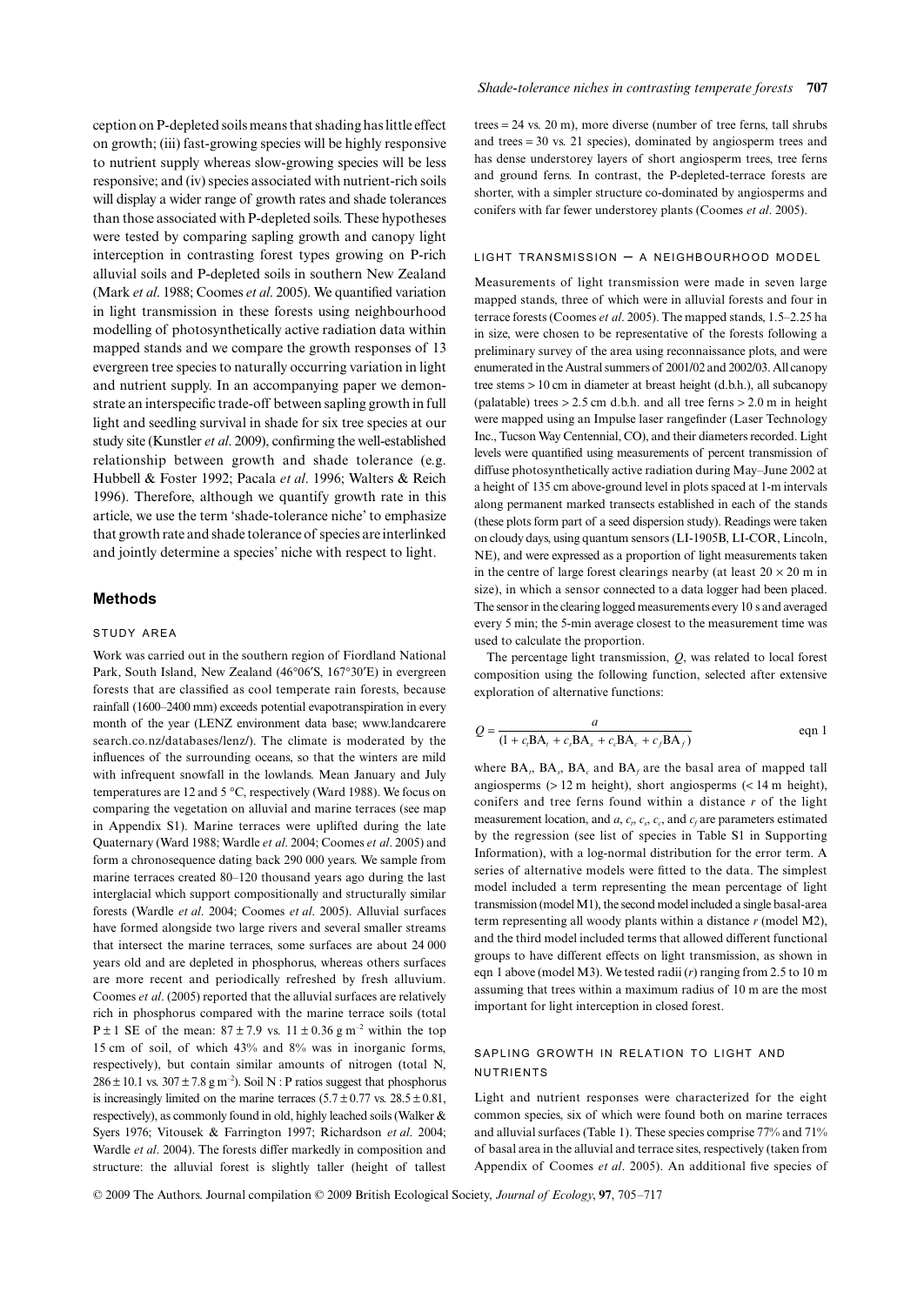ception on P-depleted soils means that shading has little effect on growth; (iii) fast-growing species will be highly responsive to nutrient supply whereas slow-growing species will be less responsive; and (iv) species associated with nutrient-rich soils will display a wider range of growth rates and shade tolerances than those associated with P-depleted soils. These hypotheses were tested by comparing sapling growth and canopy light interception in contrasting forest types growing on P-rich alluvial soils and P-depleted soils in southern New Zealand (Mark *et al*. 1988; Coomes *et al*. 2005). We quantified variation in light transmission in these forests using neighbourhood modelling of photosynthetically active radiation data within mapped stands and we compare the growth responses of 13 evergreen tree species to naturally occurring variation in light and nutrient supply. In an accompanying paper we demonstrate an interspecific trade-off between sapling growth in full light and seedling survival in shade for six tree species at our study site (Kunstler *et al*. 2009), confirming the well-established relationship between growth and shade tolerance (e.g. Hubbell & Foster 1992; Pacala *et al*. 1996; Walters & Reich 1996). Therefore, although we quantify growth rate in this article, we use the term 'shade-tolerance niche' to emphasize that growth rate and shade tolerance of species are interlinked and jointly determine a species' niche with respect to light.

## Methods

### STUDY AREA

Work was carried out in the southern region of Fiordland National Park, South Island, New Zealand (46°06′S, 167°30′E) in evergreen forests that are classified as cool temperate rain forests, because rainfall (1600–2400 mm) exceeds potential evapotranspiration in every month of the year (LENZ environment data base; www.landcareresearch.co.nz/databases/lenz/). The climate is moderated by the influences of the surrounding oceans, so that the winters are mild with infrequent snowfall in the lowlands. Mean January and July temperatures are 12 and 5 °C, respectively (Ward 1988). We focus on comparing the vegetation on alluvial and marine terraces (see map in Appendix S1). Marine terraces were uplifted during the late Quaternary (Ward 1988; Wardle *et al*. 2004; Coomes *et al*. 2005) and form a chronosequence dating back 290 000 years. We sample from marine terraces created 80–120 thousand years ago during the last interglacial which support compositionally and structurally similar forests (Wardle *et al*. 2004; Coomes *et al*. 2005). Alluvial surfaces have formed alongside two large rivers and several smaller streams that intersect the marine terraces, some surfaces are about 24 000 years old and are depleted in phosphorus, whereas others surfaces are more recent and periodically refreshed by fresh alluvium. Coomes *et al*. (2005) reported that the alluvial surfaces are relatively rich in phosphorus compared with the marine terrace soils (total P ± 1 SE of the mean: 87 ± 7.9 vs. 11 ± 0.36 g m$^{-2}$ within the top 15 cm of soil, of which 43% and 8% was in inorganic forms, respectively), but contain similar amounts of nitrogen (total N, 286 ± 10.1 vs. 307 ± 7.8 g m$^{-2}$). Soil N : P ratios suggest that phosphorus is increasingly limited on the marine terraces (5.7 ± 0.77 vs. 28.5 ± 0.81, respectively), as commonly found in old, highly leached soils (Walker & Syers 1976; Vitousek & Farrington 1997; Richardson *et al*. 2004; Wardle *et al*. 2004). The forests differ markedly in composition and structure: the alluvial forest is slightly taller (height of tallest trees = 24 vs. 20 m), more diverse (number of tree ferns, tall shrubs and trees = 30 vs. 21 species), dominated by angiosperm trees and has dense understorey layers of short angiosperm trees, tree ferns and ground ferns. In contrast, the P-depleted-terrace forests are shorter, with a simpler structure co-dominated by angiosperms and conifers with far fewer understorey plants (Coomes *et al*. 2005).

### LIGHT TRANSMISSION – A NEIGHBOURHOOD MODEL

Measurements of light transmission were made in seven large mapped stands, three of which were in alluvial forests and four in terrace forests (Coomes *et al*. 2005). The mapped stands, 1.5–2.25 ha in size, were chosen to be representative of the forests following a preliminary survey of the area using reconnaissance plots, and were enumerated in the Austral summers of 2001/02 and 2002/03. All canopy tree stems > 10 cm in diameter at breast height (d.b.h.), all subcanopy (palatable) trees > 2.5 cm d.b.h. and all tree ferns > 2.0 m in height were mapped using an Impulse laser rangefinder (Laser Technology Inc., Tucson Way Centennial, CO), and their diameters recorded. Light levels were quantified using measurements of percent transmission of diffuse photosynthetically active radiation during May–June 2002 at a height of 135 cm above-ground level in plots spaced at 1-m intervals along permanent marked transects established in each of the stands (these plots form part of a seed dispersion study). Readings were taken on cloudy days, using quantum sensors (LI-1905B, LI-COR, Lincoln, NE), and were expressed as a proportion of light measurements taken in the centre of large forest clearings nearby (at least 20 × 20 m in size), in which a sensor connected to a data logger had been placed. The sensor in the clearing logged measurements every 10 s and averaged every 5 min; the 5-min average closest to the measurement time was used to calculate the proportion.

The percentage light transmission, $Q$, was related to local forest composition using the following function, selected after extensive exploration of alternative functions:

$$Q = \frac{a}{(1 + c_t \mathrm{BA}_t + c_s \mathrm{BA}_s + c_c \mathrm{BA}_c + c_f \mathrm{BA}_f)} \qquad \text{eqn 1}$$

where $\mathrm{BA}_t$, $\mathrm{BA}_s$, $\mathrm{BA}_c$ and $\mathrm{BA}_f$ are the basal area of mapped tall angiosperms (> 12 m height), short angiosperms (< 14 m height), conifers and tree ferns found within a distance $r$ of the light measurement location, and $a$, $c_t$, $c_s$, $c_c$, and $c_f$ are parameters estimated by the regression (see list of species in Table S1 in Supporting Information), with a log-normal distribution for the error term. A series of alternative models were fitted to the data. The simplest model included a term representing the mean percentage of light transmission (model M1), the second model included a single basal-area term representing all woody plants within a distance $r$ (model M2), and the third model included terms that allowed different functional groups to have different effects on light transmission, as shown in eqn 1 above (model M3). We tested radii ($r$) ranging from 2.5 to 10 m assuming that trees within a maximum radius of 10 m are the most important for light interception in closed forest.

### SAPLING GROWTH IN RELATION TO LIGHT AND NUTRIENTS

Light and nutrient responses were characterized for the eight common species, six of which were found both on marine terraces and alluvial surfaces (Table 1). These species comprise 77% and 71% of basal area in the alluvial and terrace sites, respectively (taken from Appendix of Coomes *et al*. 2005). An additional five species of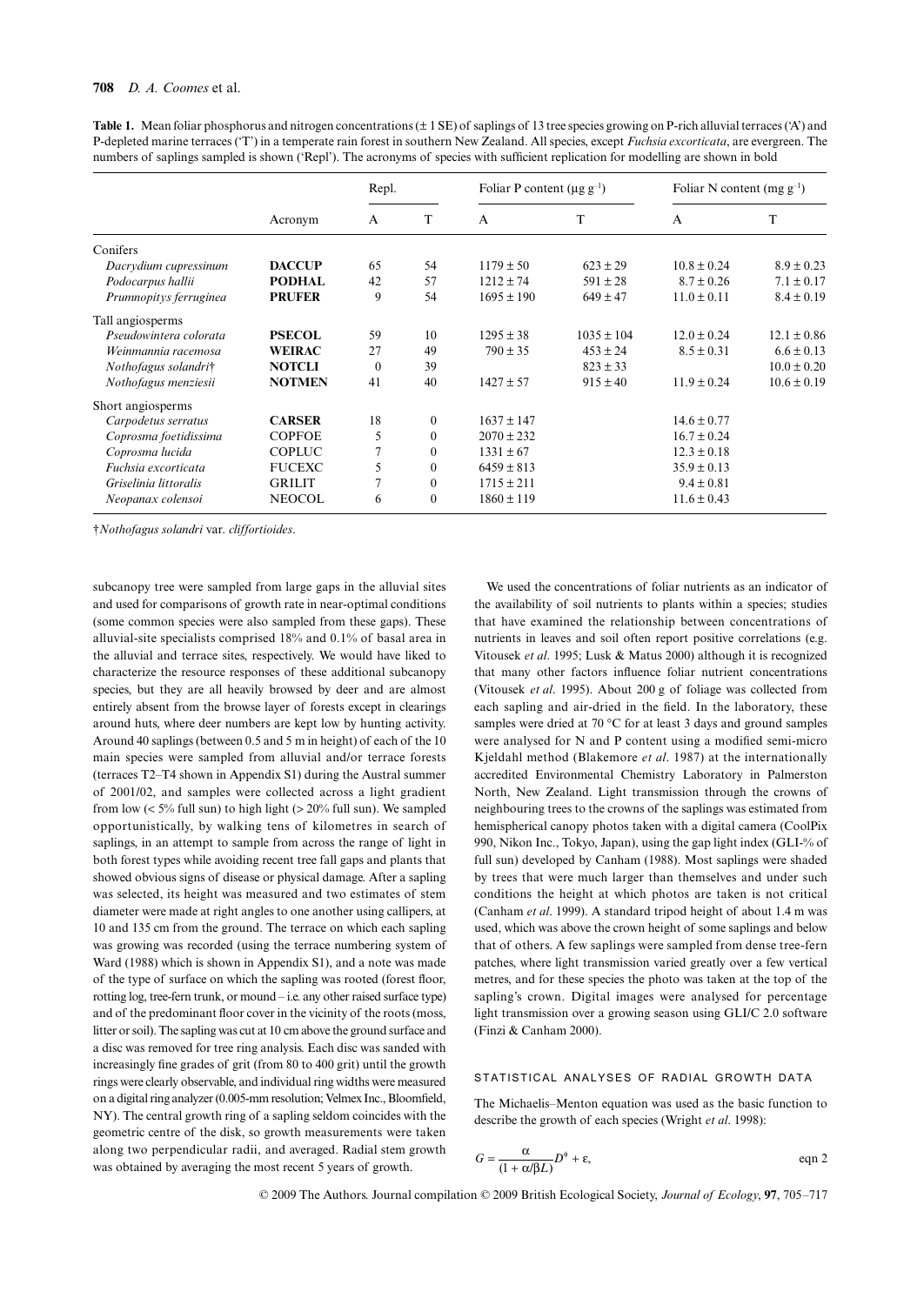**Table 1.** Mean foliar phosphorus and nitrogen concentrations (± 1 SE) of saplings of 13 tree species growing on P-rich alluvial terraces ('A') and P-depleted marine terraces ('T') in a temperate rain forest in southern New Zealand. All species, except *Fuchsia excorticata*, are evergreen. The numbers of saplings sampled is shown ('Repl'). The acronyms of species with sufficient replication for modelling are shown in bold

| | Acronym | Repl. | | Foliar P content (μg g$^{-1}$) | | Foliar N content (mg g$^{-1}$) | |
|---|---|---|---|---|---|---|---|
| | | A | T | A | T | A | T |
| Conifers | | | | | | | |
| *Dacrydium cupressinum* | **DACCUP** | 65 | 54 | 1179 ± 50 | 623 ± 29 | 10.8 ± 0.24 | 8.9 ± 0.23 |
| *Podocarpus hallii* | **PODHAL** | 42 | 57 | 1212 ± 74 | 591 ± 28 | 8.7 ± 0.26 | 7.1 ± 0.17 |
| *Prumnopitys ferruginea* | **PRUFER** | 9 | 54 | 1695 ± 190 | 649 ± 47 | 11.0 ± 0.11 | 8.4 ± 0.19 |
| Tall angiosperms | | | | | | | |
| *Pseudowintera colorata* | **PSECOL** | 59 | 10 | 1295 ± 38 | 1035 ± 104 | 12.0 ± 0.24 | 12.1 ± 0.86 |
| *Weinmannia racemosa* | **WEIRAC** | 27 | 49 | 790 ± 35 | 453 ± 24 | 8.5 ± 0.31 | 6.6 ± 0.13 |
| *Nothofagus solandri*† | **NOTCLI** | 0 | 39 | | 823 ± 33 | | 10.0 ± 0.20 |
| *Nothofagus menziesii* | **NOTMEN** | 41 | 40 | 1427 ± 57 | 915 ± 40 | 11.9 ± 0.24 | 10.6 ± 0.19 |
| Short angiosperms | | | | | | | |
| *Carpodetus serratus* | **CARSER** | 18 | 0 | 1637 ± 147 | | 14.6 ± 0.77 | |
| *Coprosma foetidissima* | COPFOE | 5 | 0 | 2070 ± 232 | | 16.7 ± 0.24 | |
| *Coprosma lucida* | COPLUC | 7 | 0 | 1331 ± 67 | | 12.3 ± 0.18 | |
| *Fuchsia excorticata* | FUCEXC | 5 | 0 | 6459 ± 813 | | 35.9 ± 0.13 | |
| *Griselinia littoralis* | GRILIT | 7 | 0 | 1715 ± 211 | | 9.4 ± 0.81 | |
| *Neopanax colensoi* | NEOCOL | 6 | 0 | 1860 ± 119 | | 11.6 ± 0.43 | |

†*Nothofagus solandri* var. *cliffortioides*.

subcanopy tree were sampled from large gaps in the alluvial sites and used for comparisons of growth rate in near-optimal conditions (some common species were also sampled from these gaps). These alluvial-site specialists comprised 18% and 0.1% of basal area in the alluvial and terrace sites, respectively. We would have liked to characterize the resource responses of these additional subcanopy species, but they are all heavily browsed by deer and are almost entirely absent from the browse layer of forests except in clearings around huts, where deer numbers are kept low by hunting activity. Around 40 saplings (between 0.5 and 5 m in height) of each of the 10 main species were sampled from alluvial and/or terrace forests (terraces T2–T4 shown in Appendix S1) during the Austral summer of 2001/02, and samples were collected across a light gradient from low (< 5% full sun) to high light (> 20% full sun). We sampled opportunistically, by walking tens of kilometres in search of saplings, in an attempt to sample from across the range of light in both forest types while avoiding recent tree fall gaps and plants that showed obvious signs of disease or physical damage. After a sapling was selected, its height was measured and two estimates of stem diameter were made at right angles to one another using callipers, at 10 and 135 cm from the ground. The terrace on which each sapling was growing was recorded (using the terrace numbering system of Ward (1988) which is shown in Appendix S1), and a note was made of the type of surface on which the sapling was rooted (forest floor, rotting log, tree-fern trunk, or mound – i.e. any other raised surface type) and of the predominant floor cover in the vicinity of the roots (moss, litter or soil). The sapling was cut at 10 cm above the ground surface and a disc was removed for tree ring analysis. Each disc was sanded with increasingly fine grades of grit (from 80 to 400 grit) until the growth rings were clearly observable, and individual ring widths were measured on a digital ring analyzer (0.005-mm resolution; Velmex Inc., Bloomfield, NY). The central growth ring of a sapling seldom coincides with the geometric centre of the disk, so growth measurements were taken along two perpendicular radii, and averaged. Radial stem growth was obtained by averaging the most recent 5 years of growth.

We used the concentrations of foliar nutrients as an indicator of the availability of soil nutrients to plants within a species; studies that have examined the relationship between concentrations of nutrients in leaves and soil often report positive correlations (e.g. Vitousek *et al*. 1995; Lusk & Matus 2000) although it is recognized that many other factors influence foliar nutrient concentrations (Vitousek *et al*. 1995). About 200 g of foliage was collected from each sapling and air-dried in the field. In the laboratory, these samples were dried at 70 °C for at least 3 days and ground samples were analysed for N and P content using a modified semi-micro Kjeldahl method (Blakemore *et al*. 1987) at the internationally accredited Environmental Chemistry Laboratory in Palmerston North, New Zealand. Light transmission through the crowns of neighbouring trees to the crowns of the saplings was estimated from hemispherical canopy photos taken with a digital camera (CoolPix 990, Nikon Inc., Tokyo, Japan), using the gap light index (GLI-% of full sun) developed by Canham (1988). Most saplings were shaded by trees that were much larger than themselves and under such conditions the height at which photos are taken is not critical (Canham *et al*. 1999). A standard tripod height of about 1.4 m was used, which was above the crown height of some saplings and below that of others. A few saplings were sampled from dense tree-fern patches, where light transmission varied greatly over a few vertical metres, and for these species the photo was taken at the top of the sapling's crown. Digital images were analysed for percentage light transmission over a growing season using GLI/C 2.0 software (Finzi & Canham 2000).

### STATISTICAL ANALYSES OF RADIAL GROWTH DATA

The Michaelis–Menton equation was used as the basic function to describe the growth of each species (Wright *et al*. 1998):

$$G = \frac{\alpha}{(1 + \alpha/\beta L)} D^{\theta} + \varepsilon, \qquad \text{eqn 2}$$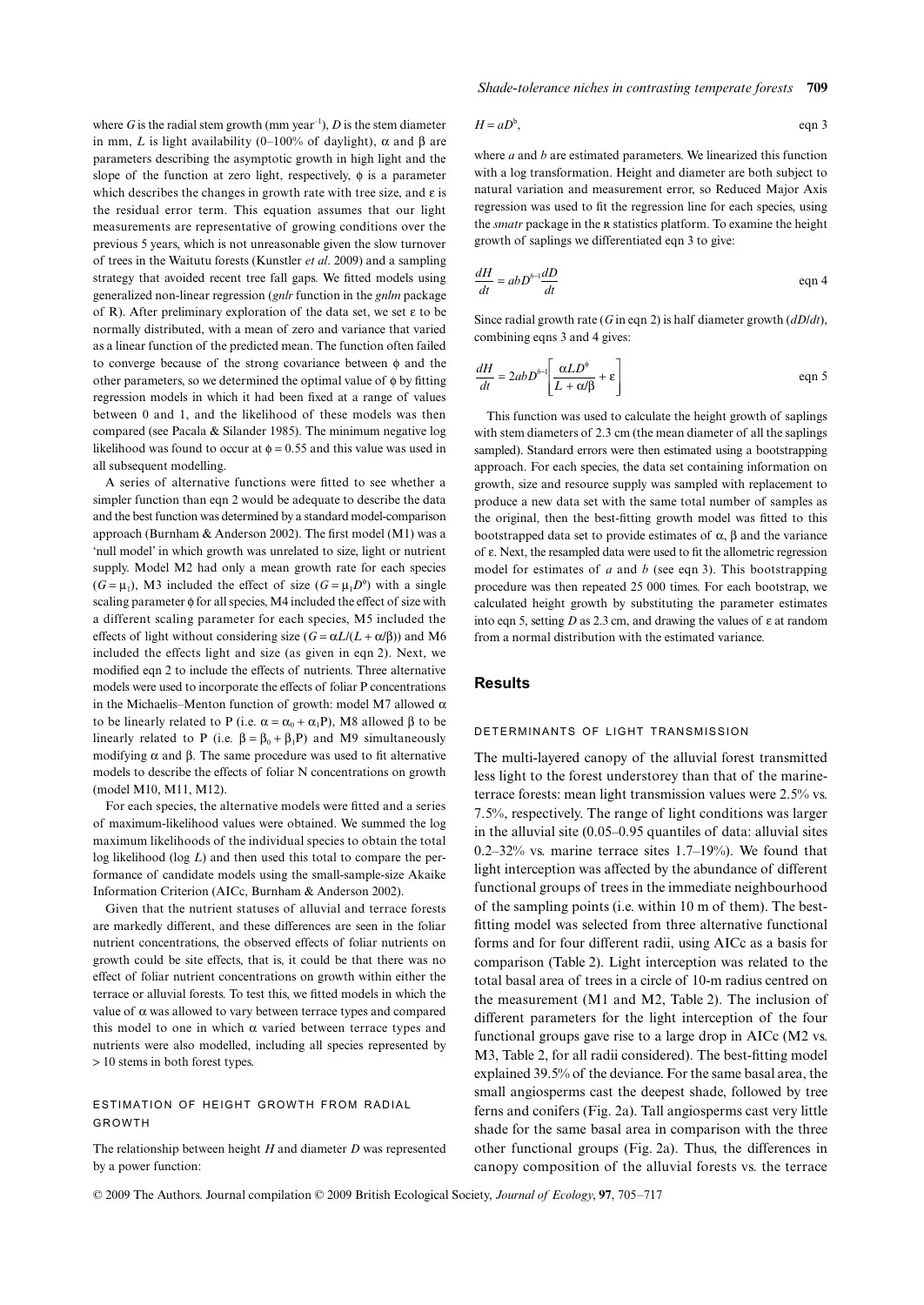where $G$ is the radial stem growth (mm year$^{-1}$), $D$ is the stem diameter in mm, $L$ is light availability (0–100% of daylight), $\alpha$ and $\beta$ are parameters describing the asymptotic growth in high light and the slope of the function at zero light, respectively, $\phi$ is a parameter which describes the changes in growth rate with tree size, and $\varepsilon$ is the residual error term. This equation assumes that our light measurements are representative of growing conditions over the previous 5 years, which is not unreasonable given the slow turnover of trees in the Waitutu forests (Kunstler *et al*. 2009) and a sampling strategy that avoided recent tree fall gaps. We fitted models using generalized non-linear regression (*gnlr* function in the *gnlm* package of R). After preliminary exploration of the data set, we set $\varepsilon$ to be normally distributed, with a mean of zero and variance that varied as a linear function of the predicted mean. The function often failed to converge because of the strong covariance between $\phi$ and the other parameters, so we determined the optimal value of $\phi$ by fitting regression models in which it had been fixed at a range of values between 0 and 1, and the likelihood of these models was then compared (see Pacala & Silander 1985). The minimum negative log likelihood was found to occur at $\phi = 0.55$ and this value was used in all subsequent modelling.

A series of alternative functions were fitted to see whether a simpler function than eqn 2 would be adequate to describe the data and the best function was determined by a standard model-comparison approach (Burnham & Anderson 2002). The first model (M1) was a 'null model' in which growth was unrelated to size, light or nutrient supply. Model M2 had only a mean growth rate for each species ($G = \mu_1$), M3 included the effect of size ($G = \mu_1 D^{\phi}$) with a single scaling parameter $\phi$ for all species, M4 included the effect of size with a different scaling parameter for each species, M5 included the effects of light without considering size ($G = \alpha L/(L + \alpha/\beta)$) and M6 included the effects light and size (as given in eqn 2). Next, we modified eqn 2 to include the effects of nutrients. Three alternative models were used to incorporate the effects of foliar P concentrations in the Michaelis–Menton function of growth: model M7 allowed $\alpha$ to be linearly related to P (i.e. $\alpha = \alpha_0 + \alpha_1 P$), M8 allowed $\beta$ to be linearly related to P (i.e. $\beta = \beta_0 + \beta_1 P$) and M9 simultaneously modifying $\alpha$ and $\beta$. The same procedure was used to fit alternative models to describe the effects of foliar N concentrations on growth (model M10, M11, M12).

For each species, the alternative models were fitted and a series of maximum-likelihood values were obtained. We summed the log maximum likelihoods of the individual species to obtain the total log likelihood (log $L$) and then used this total to compare the performance of candidate models using the small-sample-size Akaike Information Criterion (AICc, Burnham & Anderson 2002).

Given that the nutrient statuses of alluvial and terrace forests are markedly different, and these differences are seen in the foliar nutrient concentrations, the observed effects of foliar nutrients on growth could be site effects, that is, it could be that there was no effect of foliar nutrient concentrations on growth within either the terrace or alluvial forests. To test this, we fitted models in which the value of $\alpha$ was allowed to vary between terrace types and compared this model to one in which $\alpha$ varied between terrace types and nutrients were also modelled, including all species represented by > 10 stems in both forest types.

### ESTIMATION OF HEIGHT GROWTH FROM RADIAL GROWTH

The relationship between height $H$ and diameter $D$ was represented by a power function:

$$H = aD^b, \qquad \text{eqn 3}$$

where $a$ and $b$ are estimated parameters. We linearized this function with a log transformation. Height and diameter are both subject to natural variation and measurement error, so Reduced Major Axis regression was used to fit the regression line for each species, using the *smatr* package in the R statistics platform. To examine the height growth of saplings we differentiated eqn 3 to give:

$$\frac{dH}{dt} = abD^{b-1}\frac{dD}{dt} \qquad \text{eqn 4}$$

Since radial growth rate ($G$ in eqn 2) is half diameter growth ($dD/dt$), combining eqns 3 and 4 gives:

$$\frac{dH}{dt} = 2abD^{b-1}\left[\frac{\alpha L D^{\phi}}{L + \alpha/\beta} + \varepsilon\right] \qquad \text{eqn 5}$$

This function was used to calculate the height growth of saplings with stem diameters of 2.3 cm (the mean diameter of all the saplings sampled). Standard errors were then estimated using a bootstrapping approach. For each species, the data set containing information on growth, size and resource supply was sampled with replacement to produce a new data set with the same total number of samples as the original, then the best-fitting growth model was fitted to this bootstrapped data set to provide estimates of $\alpha$, $\beta$ and the variance of $\varepsilon$. Next, the resampled data were used to fit the allometric regression model for estimates of $a$ and $b$ (see eqn 3). This bootstrapping procedure was then repeated 25 000 times. For each bootstrap, we calculated height growth by substituting the parameter estimates into eqn 5, setting $D$ as 2.3 cm, and drawing the values of $\varepsilon$ at random from a normal distribution with the estimated variance.

## Results

### DETERMINANTS OF LIGHT TRANSMISSION

The multi-layered canopy of the alluvial forest transmitted less light to the forest understorey than that of the marine-terrace forests: mean light transmission values were 2.5% vs. 7.5%, respectively. The range of light conditions was larger in the alluvial site (0.05–0.95 quantiles of data: alluvial sites 0.2–32% vs. marine terrace sites 1.7–19%). We found that light interception was affected by the abundance of different functional groups of trees in the immediate neighbourhood of the sampling points (i.e. within 10 m of them). The best-fitting model was selected from three alternative functional forms and for four different radii, using AICc as a basis for comparison (Table 2). Light interception was related to the total basal area of trees in a circle of 10-m radius centred on the measurement (M1 and M2, Table 2). The inclusion of different parameters for the light interception of the four functional groups gave rise to a large drop in AICc (M2 vs. M3, Table 2, for all radii considered). The best-fitting model explained 39.5% of the deviance. For the same basal area, the small angiosperms cast the deepest shade, followed by tree ferns and conifers (Fig. 2a). Tall angiosperms cast very little shade for the same basal area in comparison with the three other functional groups (Fig. 2a). Thus, the differences in canopy composition of the alluvial forests vs. the terrace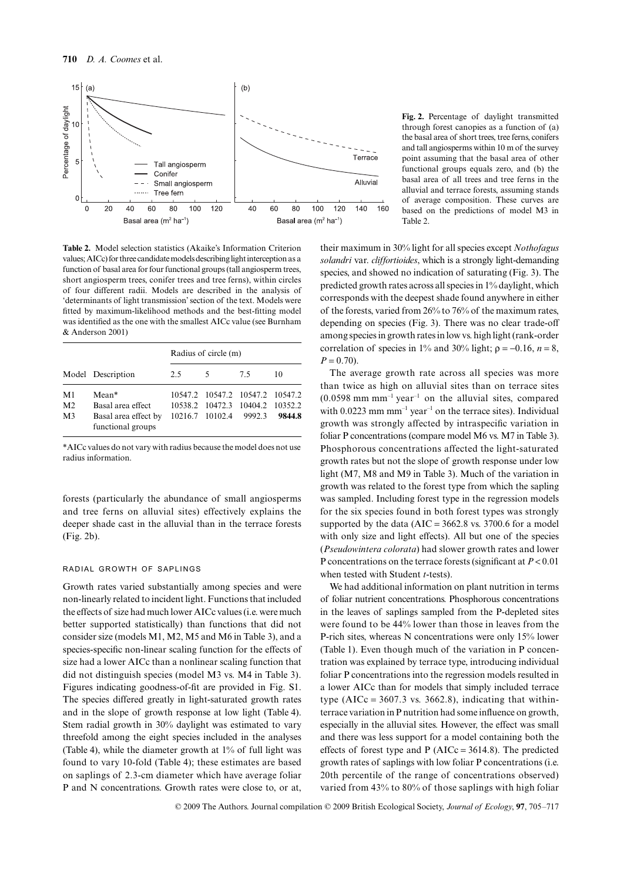**Fig. 2.** Percentage of daylight transmitted through forest canopies as a function of (a) the basal area of short trees, tree ferns, conifers and tall angiosperms within 10 m of the survey point assuming that the basal area of other functional groups equals zero, and (b) the basal area of all trees and tree ferns in the alluvial and terrace forests, assuming stands of average composition. These curves are based on the predictions of model M3 in Table 2.

**Table 2.** Model selection statistics (Akaike's Information Criterion values; AICc) for three candidate models describing light interception as a function of basal area for four functional groups (tall angiosperm trees, short angiosperm trees, conifer trees and tree ferns), within circles of four different radii. Models are described in the analysis of 'determinants of light transmission' section of the text. Models were fitted by maximum-likelihood methods and the best-fitting model was identified as the one with the smallest AICc value (see Burnham & Anderson 2001)

| | | Radius of circle (m) | | | |
|---|---|---|---|---|---|
| Model | Description | 2.5 | 5 | 7.5 | 10 |
| M1 | Mean* | 10547.2 | 10547.2 | 10547.2 | 10547.2 |
| M2 | Basal area effect | 10538.2 | 10472.3 | 10404.2 | 10352.2 |
| M3 | Basal area effect by functional groups | 10216.7 | 10102.4 | 9992.3 | **9844.8** |

*AICc values do not vary with radius because the model does not use radius information.

forests (particularly the abundance of small angiosperms and tree ferns on alluvial sites) effectively explains the deeper shade cast in the alluvial than in the terrace forests (Fig. 2b).

### RADIAL GROWTH OF SAPLINGS

Growth rates varied substantially among species and were non-linearly related to incident light. Functions that included the effects of size had much lower AICc values (i.e. were much better supported statistically) than functions that did not consider size (models M1, M2, M5 and M6 in Table 3), and a species-specific non-linear scaling function for the effects of size had a lower AICc than a nonlinear scaling function that did not distinguish species (model M3 vs. M4 in Table 3). Figures indicating goodness-of-fit are provided in Fig. S1. The species differed greatly in light-saturated growth rates and in the slope of growth response at low light (Table 4). Stem radial growth in 30% daylight was estimated to vary threefold among the eight species included in the analyses (Table 4), while the diameter growth at 1% of full light was found to vary 10-fold (Table 4); these estimates are based on saplings of 2.3-cm diameter which have average foliar P and N concentrations. Growth rates were close to, or at, their maximum in 30% light for all species except *Nothofagus solandri* var. *cliffortioides*, which is a strongly light-demanding species, and showed no indication of saturating (Fig. 3). The predicted growth rates across all species in 1% daylight, which corresponds with the deepest shade found anywhere in either of the forests, varied from 26% to 76% of the maximum rates, depending on species (Fig. 3). There was no clear trade-off among species in growth rates in low vs. high light (rank-order correlation of species in 1% and 30% light; $\rho = -0.16$, $n = 8$, $P = 0.70$).

The average growth rate across all species was more than twice as high on alluvial sites than on terrace sites ($0.0598$ mm mm$^{-1}$ year$^{-1}$ on the alluvial sites, compared with $0.0223$ mm mm$^{-1}$ year$^{-1}$ on the terrace sites). Individual growth was strongly affected by intraspecific variation in foliar P concentrations (compare model M6 vs. M7 in Table 3). Phosphorous concentrations affected the light-saturated growth rates but not the slope of growth response under low light (M7, M8 and M9 in Table 3). Much of the variation in growth was related to the forest type from which the sapling was sampled. Including forest type in the regression models for the six species found in both forest types was strongly supported by the data (AIC = 3662.8 vs. 3700.6 for a model with only size and light effects). All but one of the species (*Pseudowintera colorata*) had slower growth rates and lower P concentrations on the terrace forests (significant at $P < 0.01$ when tested with Student *t*-tests).

We had additional information on plant nutrition in terms of foliar nutrient concentrations. Phosphorous concentrations in the leaves of saplings sampled from the P-depleted sites were found to be 44% lower than those in leaves from the P-rich sites, whereas N concentrations were only 15% lower (Table 1). Even though much of the variation in P concentration was explained by terrace type, introducing individual foliar P concentrations into the regression models resulted in a lower AICc than for models that simply included terrace type (AICc = 3607.3 vs. 3662.8), indicating that within-terrace variation in P nutrition had some influence on growth, especially in the alluvial sites. However, the effect was small and there was less support for a model containing both the effects of forest type and P (AICc = 3614.8). The predicted growth rates of saplings with low foliar P concentrations (i.e. 20th percentile of the range of concentrations observed) varied from 43% to 80% of those saplings with high foliar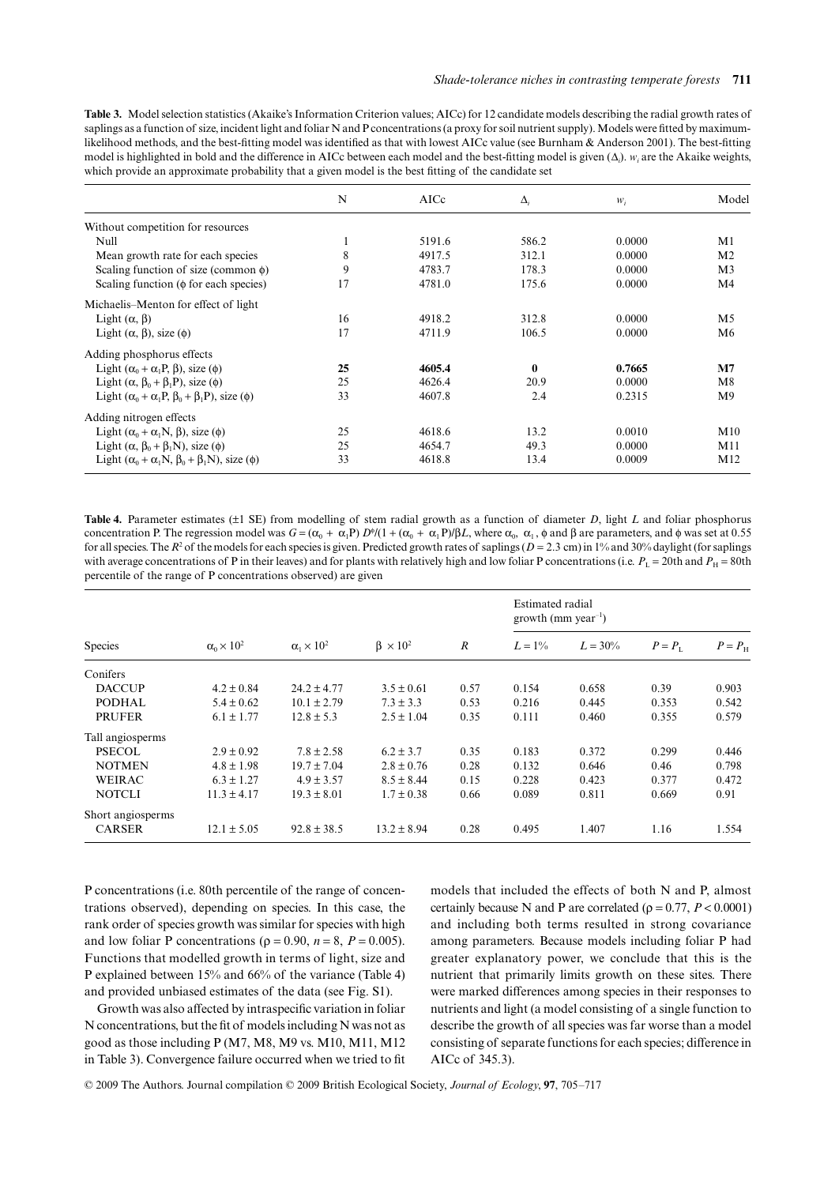**Table 3.** Model selection statistics (Akaike's Information Criterion values; AICc) for 12 candidate models describing the radial growth rates of saplings as a function of size, incident light and foliar N and P concentrations (a proxy for soil nutrient supply). Models were fitted by maximum-likelihood methods, and the best-fitting model was identified as that with lowest AICc value (see Burnham & Anderson 2001). The best-fitting model is highlighted in bold and the difference in AICc between each model and the best-fitting model is given ($\Delta_i$). $w_i$ are the Akaike weights, which provide an approximate probability that a given model is the best fitting of the candidate set

| | N | AICc | $\Delta_i$ | $w_i$ | Model |
|---|---|---|---|---|---|
| Without competition for resources | | | | | |
| Null | 1 | 5191.6 | 586.2 | 0.0000 | M1 |
| Mean growth rate for each species | 8 | 4917.5 | 312.1 | 0.0000 | M2 |
| Scaling function of size (common $\phi$) | 9 | 4783.7 | 178.3 | 0.0000 | M3 |
| Scaling function ($\phi$ for each species) | 17 | 4781.0 | 175.6 | 0.0000 | M4 |
| Michaelis–Menton for effect of light | | | | | |
| Light ($\alpha$, $\beta$) | 16 | 4918.2 | 312.8 | 0.0000 | M5 |
| Light ($\alpha$, $\beta$), size ($\phi$) | 17 | 4711.9 | 106.5 | 0.0000 | M6 |
| Adding phosphorus effects | | | | | |
| **Light ($\alpha_0 + \alpha_1$P, $\beta$), size ($\phi$)** | **25** | **4605.4** | **0** | **0.7665** | **M7** |
| Light ($\alpha$, $\beta_0 + \beta_1$P), size ($\phi$) | 25 | 4626.4 | 20.9 | 0.0000 | M8 |
| Light ($\alpha_0 + \alpha_1$P, $\beta_0 + \beta_1$P), size ($\phi$) | 33 | 4607.8 | 2.4 | 0.2315 | M9 |
| Adding nitrogen effects | | | | | |
| Light ($\alpha_0 + \alpha_1$N, $\beta$), size ($\phi$) | 25 | 4618.6 | 13.2 | 0.0010 | M10 |
| Light ($\alpha$, $\beta_0 + \beta_1$N), size ($\phi$) | 25 | 4654.7 | 49.3 | 0.0000 | M11 |
| Light ($\alpha_0 + \alpha_1$N, $\beta_0 + \beta_1$N), size ($\phi$) | 33 | 4618.8 | 13.4 | 0.0009 | M12 |

**Table 4.** Parameter estimates (±1 SE) from modelling of stem radial growth as a function of diameter *D*, light *L* and foliar phosphorus concentration P. The regression model was $G = (\alpha_0 + \alpha_1 P)\, D^{\phi}/(1 + (\alpha_0 + \alpha_1 P)/\beta L$, where $\alpha_0$, $\alpha_1$, $\phi$ and $\beta$ are parameters, and $\phi$ was set at 0.55 for all species. The $R^2$ of the models for each species is given. Predicted growth rates of saplings ($D = 2.3$ cm) in 1% and 30% daylight (for saplings with average concentrations of P in their leaves) and for plants with relatively high and low foliar P concentrations (i.e. $P_L$ = 20th and $P_H$ = 80th percentile of the range of P concentrations observed) are given

| Species | $\alpha_0 \times 10^2$ | $\alpha_1 \times 10^2$ | $\beta \times 10^2$ | *R* | Estimated radial growth (mm year$^{-1}$) | | | |
|---|---|---|---|---|---|---|---|---|
| | | | | | $L = 1\%$ | $L = 30\%$ | $P = P_L$ | $P = P_H$ |
| Conifers | | | | | | | | |
| DACCUP | 4.2 ± 0.84 | 24.2 ± 4.77 | 3.5 ± 0.61 | 0.57 | 0.154 | 0.658 | 0.39 | 0.903 |
| PODHAL | 5.4 ± 0.62 | 10.1 ± 2.79 | 7.3 ± 3.3 | 0.53 | 0.216 | 0.445 | 0.353 | 0.542 |
| PRUFER | 6.1 ± 1.77 | 12.8 ± 5.3 | 2.5 ± 1.04 | 0.35 | 0.111 | 0.460 | 0.355 | 0.579 |
| Tall angiosperms | | | | | | | | |
| PSECOL | 2.9 ± 0.92 | 7.8 ± 2.58 | 6.2 ± 3.7 | 0.35 | 0.183 | 0.372 | 0.299 | 0.446 |
| NOTMEN | 4.8 ± 1.98 | 19.7 ± 7.04 | 2.8 ± 0.76 | 0.28 | 0.132 | 0.646 | 0.46 | 0.798 |
| WEIRAC | 6.3 ± 1.27 | 4.9 ± 3.57 | 8.5 ± 8.44 | 0.15 | 0.228 | 0.423 | 0.377 | 0.472 |
| NOTCLI | 11.3 ± 4.17 | 19.3 ± 8.01 | 1.7 ± 0.38 | 0.66 | 0.089 | 0.811 | 0.669 | 0.91 |
| Short angiosperms | | | | | | | | |
| CARSER | 12.1 ± 5.05 | 92.8 ± 38.5 | 13.2 ± 8.94 | 0.28 | 0.495 | 1.407 | 1.16 | 1.554 |

P concentrations (i.e. 80th percentile of the range of concentrations observed), depending on species. In this case, the rank order of species growth was similar for species with high and low foliar P concentrations ($\rho = 0.90$, $n = 8$, $P = 0.005$). Functions that modelled growth in terms of light, size and P explained between 15% and 66% of the variance (Table 4) and provided unbiased estimates of the data (see Fig. S1).

Growth was also affected by intraspecific variation in foliar N concentrations, but the fit of models including N was not as good as those including P (M7, M8, M9 vs. M10, M11, M12 in Table 3). Convergence failure occurred when we tried to fit models that included the effects of both N and P, almost certainly because N and P are correlated ($\rho = 0.77$, $P < 0.0001$) and including both terms resulted in strong covariance among parameters. Because models including foliar P had greater explanatory power, we conclude that this is the nutrient that primarily limits growth on these sites. There were marked differences among species in their responses to nutrients and light (a model consisting of a single function to describe the growth of all species was far worse than a model consisting of separate functions for each species; difference in AICc of 345.3).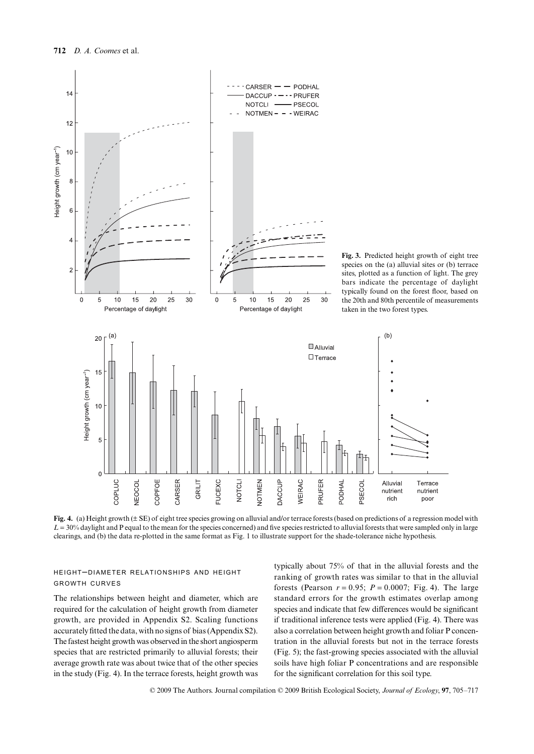**Fig. 3.** Predicted height growth of eight tree species on the (a) alluvial sites or (b) terrace sites, plotted as a function of light. The grey bars indicate the percentage of daylight typically found on the forest floor, based on the 20th and 80th percentile of measurements taken in the two forest types.

**Fig. 4.** (a) Height growth (± SE) of eight tree species growing on alluvial and/or terrace forests (based on predictions of a regression model with $L = 30\%$ daylight and P equal to the mean for the species concerned) and five species restricted to alluvial forests that were sampled only in large clearings, and (b) the data re-plotted in the same format as Fig. 1 to illustrate support for the shade-tolerance niche hypothesis.

### HEIGHT–DIAMETER RELATIONSHIPS AND HEIGHT GROWTH CURVES

The relationships between height and diameter, which are required for the calculation of height growth from diameter growth, are provided in Appendix S2. Scaling functions accurately fitted the data, with no signs of bias (Appendix S2). The fastest height growth was observed in the short angiosperm species that are restricted primarily to alluvial forests; their average growth rate was about twice that of the other species in the study (Fig. 4). In the terrace forests, height growth was typically about 75% of that in the alluvial forests and the ranking of growth rates was similar to that in the alluvial forests (Pearson $r = 0.95$; $P = 0.0007$; Fig. 4). The large standard errors for the growth estimates overlap among species and indicate that few differences would be significant if traditional inference tests were applied (Fig. 4). There was also a correlation between height growth and foliar P concentration in the alluvial forests but not in the terrace forests (Fig. 5); the fast-growing species associated with the alluvial soils have high foliar P concentrations and are responsible for the significant correlation for this soil type.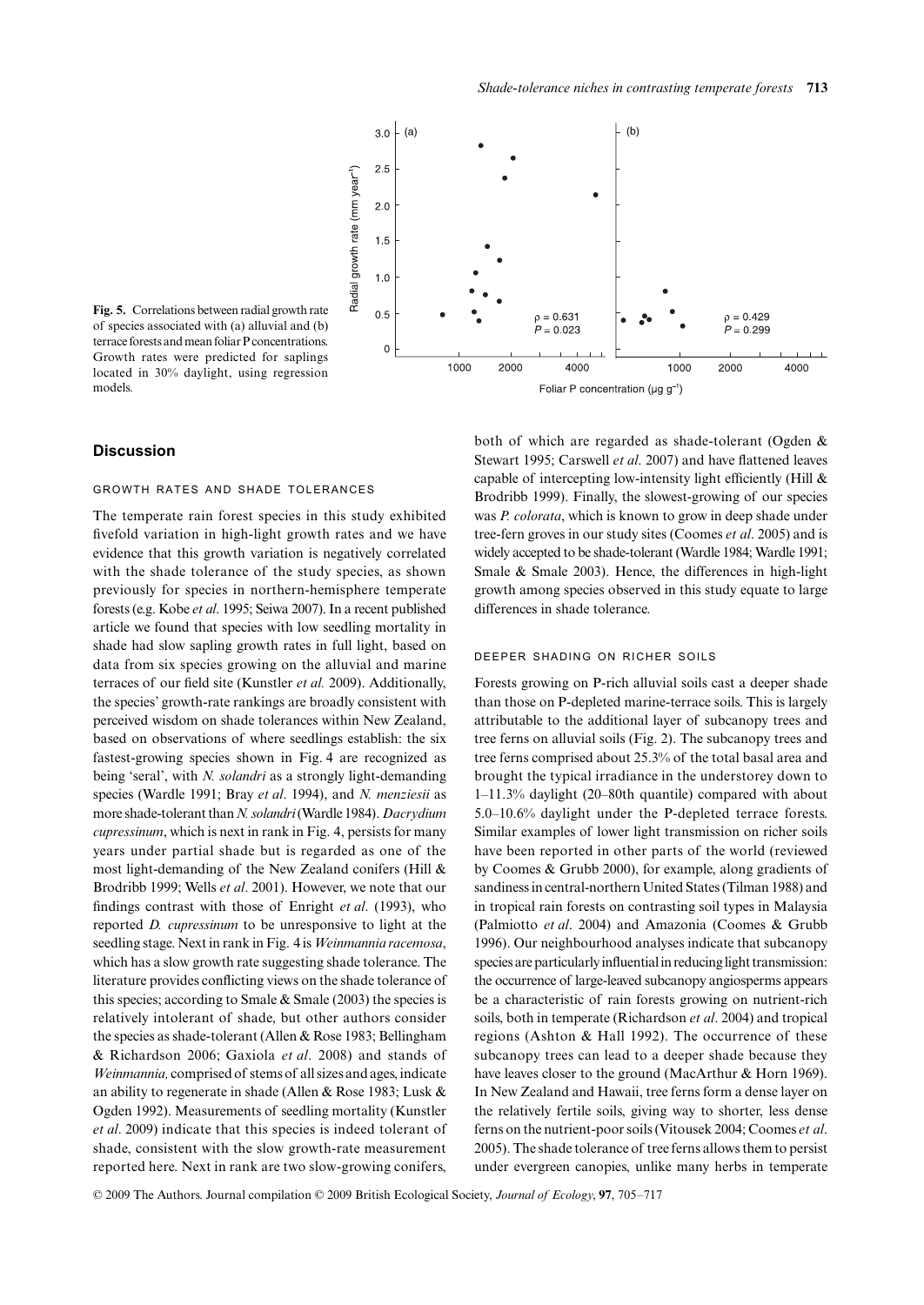**Fig. 5.** Correlations between radial growth rate of species associated with (a) alluvial and (b) terrace forests and mean foliar P concentrations. Growth rates were predicted for saplings located in 30% daylight, using regression models.

## Discussion

### GROWTH RATES AND SHADE TOLERANCES

The temperate rain forest species in this study exhibited fivefold variation in high-light growth rates and we have evidence that this growth variation is negatively correlated with the shade tolerance of the study species, as shown previously for species in northern-hemisphere temperate forests (e.g. Kobe *et al*. 1995; Seiwa 2007). In a recent published article we found that species with low seedling mortality in shade had slow sapling growth rates in full light, based on data from six species growing on the alluvial and marine terraces of our field site (Kunstler *et al.* 2009). Additionally, the species' growth-rate rankings are broadly consistent with perceived wisdom on shade tolerances within New Zealand, based on observations of where seedlings establish: the six fastest-growing species shown in Fig. 4 are recognized as being 'seral', with *N. solandri* as a strongly light-demanding species (Wardle 1991; Bray *et al*. 1994), and *N. menziesii* as more shade-tolerant than *N. solandri* (Wardle 1984). *Dacrydium cupressinum*, which is next in rank in Fig. 4, persists for many years under partial shade but is regarded as one of the most light-demanding of the New Zealand conifers (Hill & Brodribb 1999; Wells *et al*. 2001). However, we note that our findings contrast with those of Enright *et al*. (1993), who reported *D. cupressinum* to be unresponsive to light at the seedling stage. Next in rank in Fig. 4 is *Weinmannia racemosa*, which has a slow growth rate suggesting shade tolerance. The literature provides conflicting views on the shade tolerance of this species; according to Smale & Smale (2003) the species is relatively intolerant of shade, but other authors consider the species as shade-tolerant (Allen & Rose 1983; Bellingham & Richardson 2006; Gaxiola *et al*. 2008) and stands of *Weinmannia,* comprised of stems of all sizes and ages, indicate an ability to regenerate in shade (Allen & Rose 1983; Lusk & Ogden 1992). Measurements of seedling mortality (Kunstler *et al*. 2009) indicate that this species is indeed tolerant of shade, consistent with the slow growth-rate measurement reported here. Next in rank are two slow-growing conifers, both of which are regarded as shade-tolerant (Ogden & Stewart 1995; Carswell *et al*. 2007) and have flattened leaves capable of intercepting low-intensity light efficiently (Hill & Brodribb 1999). Finally, the slowest-growing of our species was *P. colorata*, which is known to grow in deep shade under tree-fern groves in our study sites (Coomes *et al*. 2005) and is widely accepted to be shade-tolerant (Wardle 1984; Wardle 1991; Smale & Smale 2003). Hence, the differences in high-light growth among species observed in this study equate to large differences in shade tolerance.

### DEEPER SHADING ON RICHER SOILS

Forests growing on P-rich alluvial soils cast a deeper shade than those on P-depleted marine-terrace soils. This is largely attributable to the additional layer of subcanopy trees and tree ferns on alluvial soils (Fig. 2). The subcanopy trees and tree ferns comprised about 25.3% of the total basal area and brought the typical irradiance in the understorey down to 1–11.3% daylight (20–80th quantile) compared with about 5.0–10.6% daylight under the P-depleted terrace forests. Similar examples of lower light transmission on richer soils have been reported in other parts of the world (reviewed by Coomes & Grubb 2000), for example, along gradients of sandiness in central-northern United States (Tilman 1988) and in tropical rain forests on contrasting soil types in Malaysia (Palmiotto *et al*. 2004) and Amazonia (Coomes & Grubb 1996). Our neighbourhood analyses indicate that subcanopy species are particularly influential in reducing light transmission: the occurrence of large-leaved subcanopy angiosperms appears be a characteristic of rain forests growing on nutrient-rich soils, both in temperate (Richardson *et al*. 2004) and tropical regions (Ashton & Hall 1992). The occurrence of these subcanopy trees can lead to a deeper shade because they have leaves closer to the ground (MacArthur & Horn 1969). In New Zealand and Hawaii, tree ferns form a dense layer on the relatively fertile soils, giving way to shorter, less dense ferns on the nutrient-poor soils (Vitousek 2004; Coomes *et al*. 2005). The shade tolerance of tree ferns allows them to persist under evergreen canopies, unlike many herbs in temperate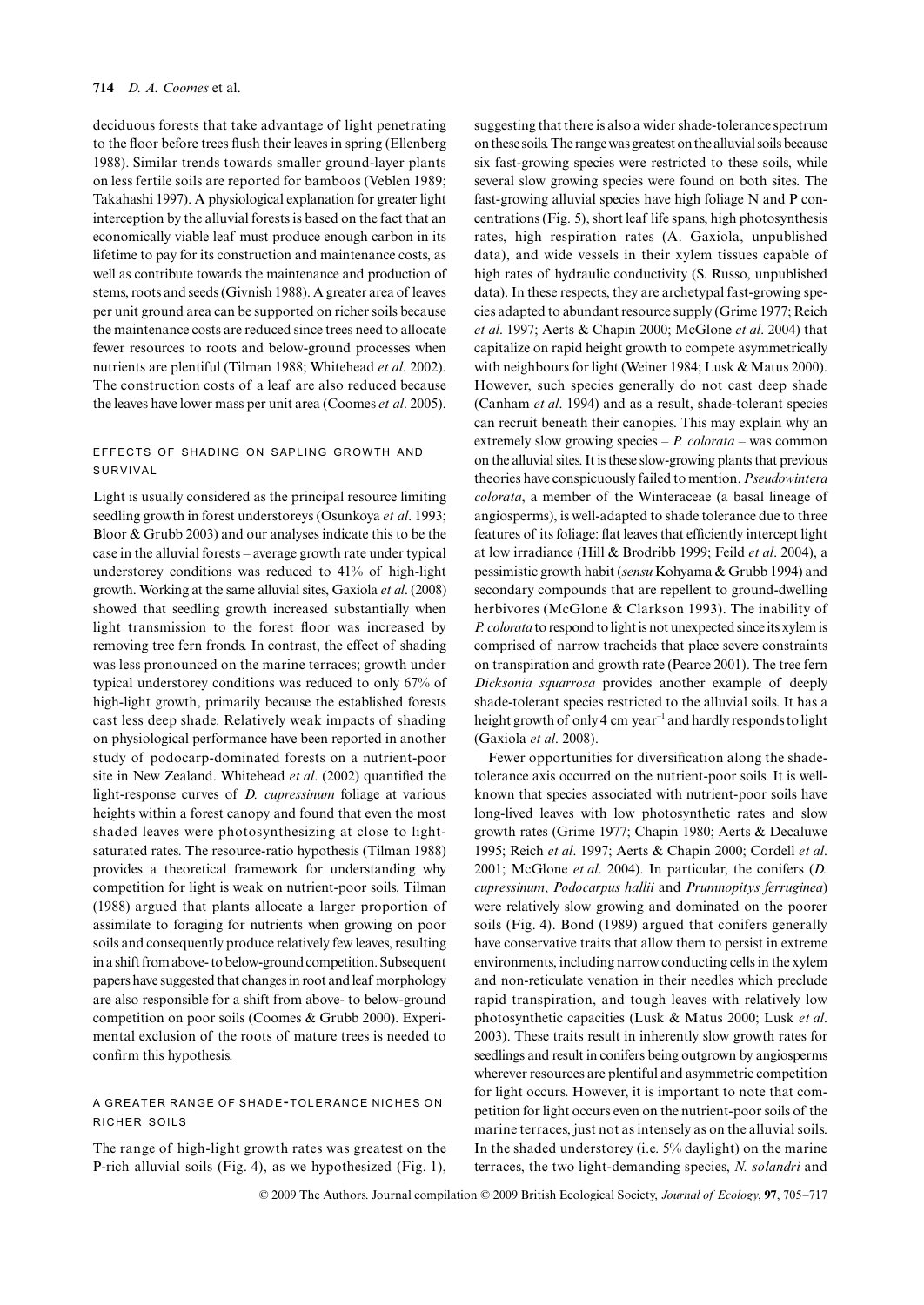deciduous forests that take advantage of light penetrating to the floor before trees flush their leaves in spring (Ellenberg 1988). Similar trends towards smaller ground-layer plants on less fertile soils are reported for bamboos (Veblen 1989; Takahashi 1997). A physiological explanation for greater light interception by the alluvial forests is based on the fact that an economically viable leaf must produce enough carbon in its lifetime to pay for its construction and maintenance costs, as well as contribute towards the maintenance and production of stems, roots and seeds (Givnish 1988). A greater area of leaves per unit ground area can be supported on richer soils because the maintenance costs are reduced since trees need to allocate fewer resources to roots and below-ground processes when nutrients are plentiful (Tilman 1988; Whitehead *et al*. 2002). The construction costs of a leaf are also reduced because the leaves have lower mass per unit area (Coomes *et al*. 2005).

### EFFECTS OF SHADING ON SAPLING GROWTH AND SURVIVAL

Light is usually considered as the principal resource limiting seedling growth in forest understoreys (Osunkoya *et al*. 1993; Bloor & Grubb 2003) and our analyses indicate this to be the case in the alluvial forests – average growth rate under typical understorey conditions was reduced to 41% of high-light growth. Working at the same alluvial sites, Gaxiola *et al*. (2008) showed that seedling growth increased substantially when light transmission to the forest floor was increased by removing tree fern fronds. In contrast, the effect of shading was less pronounced on the marine terraces; growth under typical understorey conditions was reduced to only 67% of high-light growth, primarily because the established forests cast less deep shade. Relatively weak impacts of shading on physiological performance have been reported in another study of podocarp-dominated forests on a nutrient-poor site in New Zealand. Whitehead *et al*. (2002) quantified the light-response curves of *D. cupressinum* foliage at various heights within a forest canopy and found that even the most shaded leaves were photosynthesizing at close to light-saturated rates. The resource-ratio hypothesis (Tilman 1988) provides a theoretical framework for understanding why competition for light is weak on nutrient-poor soils. Tilman (1988) argued that plants allocate a larger proportion of assimilate to foraging for nutrients when growing on poor soils and consequently produce relatively few leaves, resulting in a shift from above- to below-ground competition. Subsequent papers have suggested that changes in root and leaf morphology are also responsible for a shift from above- to below-ground competition on poor soils (Coomes & Grubb 2000). Experimental exclusion of the roots of mature trees is needed to confirm this hypothesis.

### A GREATER RANGE OF SHADE-TOLERANCE NICHES ON RICHER SOILS

The range of high-light growth rates was greatest on the P-rich alluvial soils (Fig. 4), as we hypothesized (Fig. 1), suggesting that there is also a wider shade-tolerance spectrum on these soils. The range was greatest on the alluvial soils because six fast-growing species were restricted to these soils, while several slow growing species were found on both sites. The fast-growing alluvial species have high foliage N and P concentrations (Fig. 5), short leaf life spans, high photosynthesis rates, high respiration rates (A. Gaxiola, unpublished data), and wide vessels in their xylem tissues capable of high rates of hydraulic conductivity (S. Russo, unpublished data). In these respects, they are archetypal fast-growing species adapted to abundant resource supply (Grime 1977; Reich *et al*. 1997; Aerts & Chapin 2000; McGlone *et al*. 2004) that capitalize on rapid height growth to compete asymmetrically with neighbours for light (Weiner 1984; Lusk & Matus 2000). However, such species generally do not cast deep shade (Canham *et al*. 1994) and as a result, shade-tolerant species can recruit beneath their canopies. This may explain why an extremely slow growing species – *P. colorata* – was common on the alluvial sites. It is these slow-growing plants that previous theories have conspicuously failed to mention. *Pseudowintera colorata*, a member of the Winteraceae (a basal lineage of angiosperms), is well-adapted to shade tolerance due to three features of its foliage: flat leaves that efficiently intercept light at low irradiance (Hill & Brodribb 1999; Feild *et al*. 2004), a pessimistic growth habit (*sensu* Kohyama & Grubb 1994) and secondary compounds that are repellent to ground-dwelling herbivores (McGlone & Clarkson 1993). The inability of *P. colorata* to respond to light is not unexpected since its xylem is comprised of narrow tracheids that place severe constraints on transpiration and growth rate (Pearce 2001). The tree fern *Dicksonia squarrosa* provides another example of deeply shade-tolerant species restricted to the alluvial soils. It has a height growth of only 4 cm year$^{-1}$ and hardly responds to light (Gaxiola *et al*. 2008).

Fewer opportunities for diversification along the shade-tolerance axis occurred on the nutrient-poor soils. It is well-known that species associated with nutrient-poor soils have long-lived leaves with low photosynthetic rates and slow growth rates (Grime 1977; Chapin 1980; Aerts & Decaluwe 1995; Reich *et al*. 1997; Aerts & Chapin 2000; Cordell *et al*. 2001; McGlone *et al*. 2004). In particular, the conifers (*D. cupressinum*, *Podocarpus hallii* and *Prumnopitys ferruginea*) were relatively slow growing and dominated on the poorer soils (Fig. 4). Bond (1989) argued that conifers generally have conservative traits that allow them to persist in extreme environments, including narrow conducting cells in the xylem and non-reticulate venation in their needles which preclude rapid transpiration, and tough leaves with relatively low photosynthetic capacities (Lusk & Matus 2000; Lusk *et al*. 2003). These traits result in inherently slow growth rates for seedlings and result in conifers being outgrown by angiosperms wherever resources are plentiful and asymmetric competition for light occurs. However, it is important to note that competition for light occurs even on the nutrient-poor soils of the marine terraces, just not as intensely as on the alluvial soils. In the shaded understorey (i.e. 5% daylight) on the marine terraces, the two light-demanding species, *N. solandri* and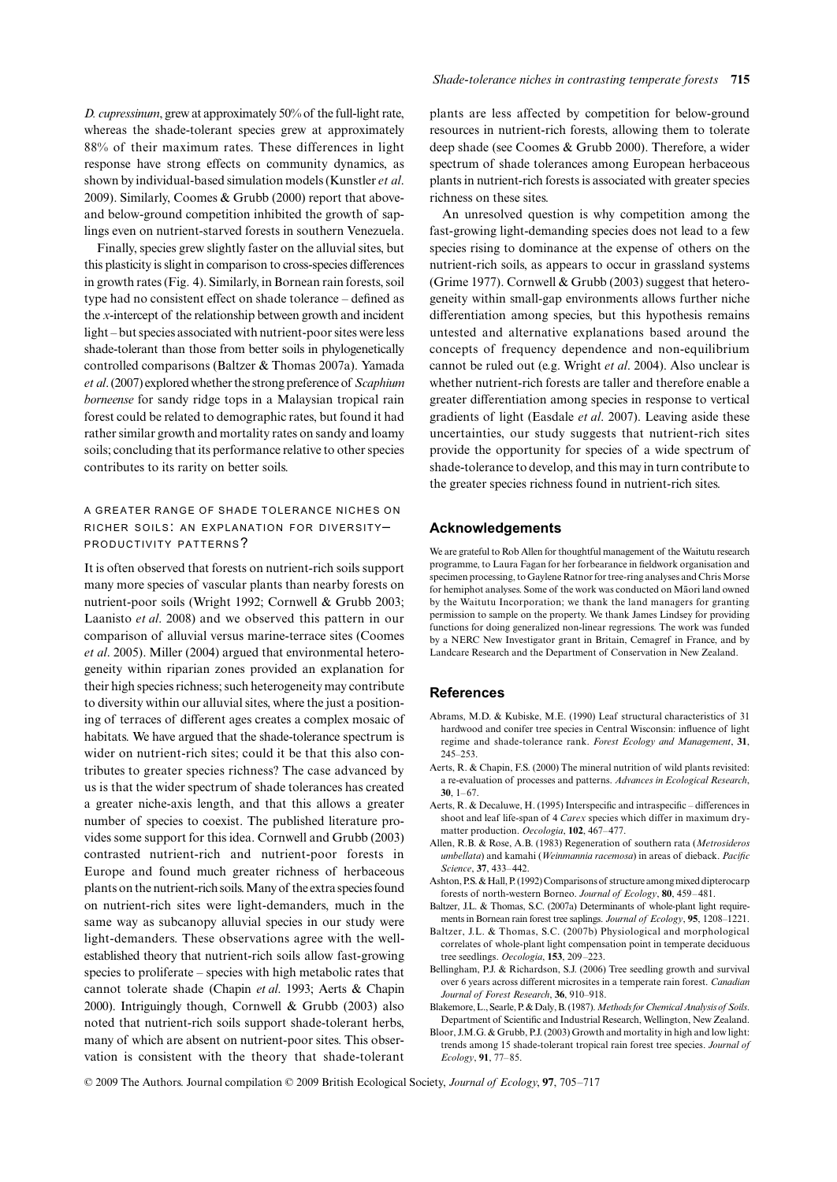*D. cupressinum*, grew at approximately 50% of the full-light rate, whereas the shade-tolerant species grew at approximately 88% of their maximum rates. These differences in light response have strong effects on community dynamics, as shown by individual-based simulation models (Kunstler *et al*. 2009). Similarly, Coomes & Grubb (2000) report that above- and below-ground competition inhibited the growth of saplings even on nutrient-starved forests in southern Venezuela.

Finally, species grew slightly faster on the alluvial sites, but this plasticity is slight in comparison to cross-species differences in growth rates (Fig. 4). Similarly, in Bornean rain forests, soil type had no consistent effect on shade tolerance – defined as the *x*-intercept of the relationship between growth and incident light – but species associated with nutrient-poor sites were less shade-tolerant than those from better soils in phylogenetically controlled comparisons (Baltzer & Thomas 2007a). Yamada *et al*. (2007) explored whether the strong preference of *Scaphium borneense* for sandy ridge tops in a Malaysian tropical rain forest could be related to demographic rates, but found it had rather similar growth and mortality rates on sandy and loamy soils; concluding that its performance relative to other species contributes to its rarity on better soils.

### A GREATER RANGE OF SHADE TOLERANCE NICHES ON RICHER SOILS: AN EXPLANATION FOR DIVERSITY–PRODUCTIVITY PATTERNS?

It is often observed that forests on nutrient-rich soils support many more species of vascular plants than nearby forests on nutrient-poor soils (Wright 1992; Cornwell & Grubb 2003; Laanisto *et al*. 2008) and we observed this pattern in our comparison of alluvial versus marine-terrace sites (Coomes *et al*. 2005). Miller (2004) argued that environmental heterogeneity within riparian zones provided an explanation for their high species richness; such heterogeneity may contribute to diversity within our alluvial sites, where the just a positioning of terraces of different ages creates a complex mosaic of habitats. We have argued that the shade-tolerance spectrum is wider on nutrient-rich sites; could it be that this also contributes to greater species richness? The case advanced by us is that the wider spectrum of shade tolerances has created a greater niche-axis length, and that this allows a greater number of species to coexist. The published literature provides some support for this idea. Cornwell and Grubb (2003) contrasted nutrient-rich and nutrient-poor forests in Europe and found much greater richness of herbaceous plants on the nutrient-rich soils. Many of the extra species found on nutrient-rich sites were light-demanders, much in the same way as subcanopy alluvial species in our study were light-demanders. These observations agree with the well-established theory that nutrient-rich soils allow fast-growing species to proliferate – species with high metabolic rates that cannot tolerate shade (Chapin *et al*. 1993; Aerts & Chapin 2000). Intriguingly though, Cornwell & Grubb (2003) also noted that nutrient-rich soils support shade-tolerant herbs, many of which are absent on nutrient-poor sites. This observation is consistent with the theory that shade-tolerant plants are less affected by competition for below-ground resources in nutrient-rich forests, allowing them to tolerate deep shade (see Coomes & Grubb 2000). Therefore, a wider spectrum of shade tolerances among European herbaceous plants in nutrient-rich forests is associated with greater species richness on these sites.

An unresolved question is why competition among the fast-growing light-demanding species does not lead to a few species rising to dominance at the expense of others on the nutrient-rich soils, as appears to occur in grassland systems (Grime 1977). Cornwell & Grubb (2003) suggest that heterogeneity within small-gap environments allows further niche differentiation among species, but this hypothesis remains untested and alternative explanations based around the concepts of frequency dependence and non-equilibrium cannot be ruled out (e.g. Wright *et al*. 2004). Also unclear is whether nutrient-rich forests are taller and therefore enable a greater differentiation among species in response to vertical gradients of light (Easdale *et al*. 2007). Leaving aside these uncertainties, our study suggests that nutrient-rich sites provide the opportunity for species of a wide spectrum of shade-tolerance to develop, and this may in turn contribute to the greater species richness found in nutrient-rich sites.

## Acknowledgements

We are grateful to Rob Allen for thoughtful management of the Waitutu research programme, to Laura Fagan for her forbearance in fieldwork organisation and specimen processing, to Gaylene Ratnor for tree-ring analyses and Chris Morse for hemiphot analyses. Some of the work was conducted on Māori land owned by the Waitutu Incorporation; we thank the land managers for granting permission to sample on the property. We thank James Lindsey for providing functions for doing generalized non-linear regressions. The work was funded by a NERC New Investigator grant in Britain, Cemagref in France, and by Landcare Research and the Department of Conservation in New Zealand.

## References

Abrams, M.D. & Kubiske, M.E. (1990) Leaf structural characteristics of 31 hardwood and conifer tree species in Central Wisconsin: influence of light regime and shade-tolerance rank. *Forest Ecology and Management*, **31**, 245–253.

Aerts, R. & Chapin, F.S. (2000) The mineral nutrition of wild plants revisited: a re-evaluation of processes and patterns. *Advances in Ecological Research*, **30**, 1–67.

Aerts, R. & Decaluwe, H. (1995) Interspecific and intraspecific – differences in shoot and leaf life-span of 4 *Carex* species which differ in maximum dry-matter production. *Oecologia*, **102**, 467–477.

Allen, R.B. & Rose, A.B. (1983) Regeneration of southern rata (*Metrosideros umbellata*) and kamahi (*Weinmannia racemosa*) in areas of dieback. *Pacific Science*, **37**, 433–442.

Ashton, P.S. & Hall, P. (1992) Comparisons of structure among mixed dipterocarp forests of north-western Borneo. *Journal of Ecology*, **80**, 459–481.

Baltzer, J.L. & Thomas, S.C. (2007a) Determinants of whole-plant light requirements in Bornean rain forest tree saplings. *Journal of Ecology*, **95**, 1208–1221.

Baltzer, J.L. & Thomas, S.C. (2007b) Physiological and morphological correlates of whole-plant light compensation point in temperate deciduous tree seedlings. *Oecologia*, **153**, 209–223.

Bellingham, P.J. & Richardson, S.J. (2006) Tree seedling growth and survival over 6 years across different microsites in a temperate rain forest. *Canadian Journal of Forest Research*, **36**, 910–918.

Blakemore, L., Searle, P. & Daly, B. (1987). *Methods for Chemical Analysis of Soils*. Department of Scientific and Industrial Research, Wellington, New Zealand.

Bloor, J.M.G. & Grubb, P.J. (2003) Growth and mortality in high and low light: trends among 15 shade-tolerant tropical rain forest tree species. *Journal of Ecology*, **91**, 77–85.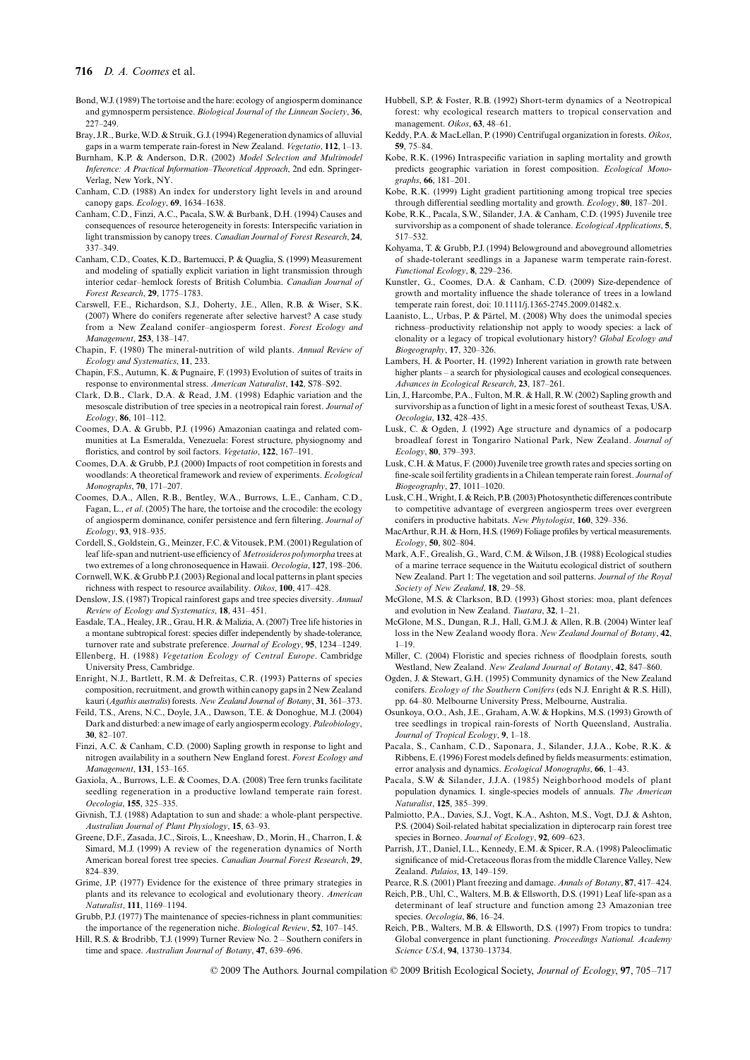Bond, W.J. (1989) The tortoise and the hare: ecology of angiosperm dominance and gymnosperm persistence. *Biological Journal of the Linnean Society*, **36**, 227–249.

Bray, J.R., Burke, W.D. & Struik, G.J. (1994) Regeneration dynamics of alluvial gaps in a warm temperate rain-forest in New Zealand. *Vegetatio*, **112**, 1–13.

Burnham, K.P. & Anderson, D.R. (2002) *Model Selection and Multimodel Inference: A Practical Information–Theoretical Approach*, 2nd edn. Springer-Verlag, New York, NY.

Canham, C.D. (1988) An index for understory light levels in and around canopy gaps. *Ecology*, **69**, 1634–1638.

Canham, C.D., Finzi, A.C., Pacala, S.W. & Burbank, D.H. (1994) Causes and consequences of resource heterogeneity in forests: Interspecific variation in light transmission by canopy trees. *Canadian Journal of Forest Research*, **24**, 337–349.

Canham, C.D., Coates, K.D., Bartemucci, P. & Quaglia, S. (1999) Measurement and modeling of spatially explicit variation in light transmission through interior cedar–hemlock forests of British Columbia. *Canadian Journal of Forest Research*, **29**, 1775–1783.

Carswell, F.E., Richardson, S.J., Doherty, J.E., Allen, R.B. & Wiser, S.K. (2007) Where do conifers regenerate after selective harvest? A case study from a New Zealand conifer–angiosperm forest. *Forest Ecology and Management*, **253**, 138–147.

Chapin, F. (1980) The mineral-nutrition of wild plants. *Annual Review of Ecology and Systematics*, **11**, 233.

Chapin, F.S., Autumn, K. & Pugnaire, F. (1993) Evolution of suites of traits in response to environmental stress. *American Naturalist*, **142**, S78–S92.

Clark, D.B., Clark, D.A. & Read, J.M. (1998) Edaphic variation and the mesoscale distribution of tree species in a neotropical rain forest. *Journal of Ecology*, **86**, 101–112.

Coomes, D.A. & Grubb, P.J. (1996) Amazonian caatinga and related communities at La Esmeralda, Venezuela: Forest structure, physiognomy and floristics, and control by soil factors. *Vegetatio*, **122**, 167–191.

Coomes, D.A. & Grubb, P.J. (2000) Impacts of root competition in forests and woodlands: A theoretical framework and review of experiments. *Ecological Monographs*, **70**, 171–207.

Coomes, D.A., Allen, R.B., Bentley, W.A., Burrows, L.E., Canham, C.D., Fagan, L., *et al*. (2005) The hare, the tortoise and the crocodile: the ecology of angiosperm dominance, conifer persistence and fern filtering. *Journal of Ecology*, **93**, 918–935.

Cordell, S., Goldstein, G., Meinzer, F.C. & Vitousek, P.M. (2001) Regulation of leaf life-span and nutrient-use efficiency of *Metrosideros polymorpha* trees at two extremes of a long chronosequence in Hawaii. *Oecologia*, **127**, 198–206.

Cornwell, W.K. & Grubb P.J. (2003) Regional and local patterns in plant species richness with respect to resource availability. *Oikos*, **100**, 417–428.

Denslow, J.S. (1987) Tropical rainforest gaps and tree species diversity. *Annual Review of Ecology and Systematics*, **18**, 431–451.

Easdale, T.A., Healey, J.R., Grau, H.R. & Malizia, A. (2007) Tree life histories in a montane subtropical forest: species differ independently by shade-tolerance, turnover rate and substrate preference. *Journal of Ecology*, **95**, 1234–1249.

Ellenberg, H. (1988) *Vegetation Ecology of Central Europe*. Cambridge University Press, Cambridge.

Enright, N.J., Bartlett, R.M. & Defreitas, C.R. (1993) Patterns of species composition, recruitment, and growth within canopy gaps in 2 New Zealand kauri (*Agathis australis*) forests. *New Zealand Journal of Botany*, **31**, 361–373.

Feild, T.S., Arens, N.C., Doyle, J.A., Dawson, T.E. & Donoghue, M.J. (2004) Dark and disturbed: a new image of early angiosperm ecology. *Paleobiology*, **30**, 82–107.

Finzi, A.C. & Canham, C.D. (2000) Sapling growth in response to light and nitrogen availability in a southern New England forest. *Forest Ecology and Management*, **131**, 153–165.

Gaxiola, A., Burrows, L.E. & Coomes, D.A. (2008) Tree fern trunks facilitate seedling regeneration in a productive lowland temperate rain forest. *Oecologia*, **155**, 325–335.

Givnish, T.J. (1988) Adaptation to sun and shade: a whole-plant perspective. *Australian Journal of Plant Physiology*, **15**, 63–93.

Greene, D.F., Zasada, J.C., Sirois, L., Kneeshaw, D., Morin, H., Charron, I. & Simard, M.J. (1999) A review of the regeneration dynamics of North American boreal forest tree species. *Canadian Journal Forest Research*, **29**, 824–839.

Grime, J.P. (1977) Evidence for the existence of three primary strategies in plants and its relevance to ecological and evolutionary theory. *American Naturalist*, **111**, 1169–1194.

Grubb, P.J. (1977) The maintenance of species-richness in plant communities: the importance of the regeneration niche. *Biological Review*, **52**, 107–145.

Hill, R.S. & Brodribb, T.J. (1999) Turner Review No. 2 – Southern conifers in time and space. *Australian Journal of Botany*, **47**, 639–696.

Hubbell, S.P. & Foster, R.B. (1992) Short-term dynamics of a Neotropical forest: why ecological research matters to tropical conservation and management. *Oikos*, **63**, 48–61.

Keddy, P.A. & MacLellan, P. (1990) Centrifugal organization in forests. *Oikos*, **59**, 75–84.

Kobe, R.K. (1996) Intraspecific variation in sapling mortality and growth predicts geographic variation in forest composition. *Ecological Monographs*, **66**, 181–201.

Kobe, R.K. (1999) Light gradient partitioning among tropical tree species through differential seedling mortality and growth. *Ecology*, **80**, 187–201.

Kobe, R.K., Pacala, S.W., Silander, J.A. & Canham, C.D. (1995) Juvenile tree survivorship as a component of shade tolerance. *Ecological Applications*, **5**, 517–532.

Kohyama, T. & Grubb, P.J. (1994) Belowground and aboveground allometries of shade-tolerant seedlings in a Japanese warm temperate rain-forest. *Functional Ecology*, **8**, 229–236.

Kunstler, G., Coomes, D.A. & Canham, C.D. (2009) Size-dependence of growth and mortality influence the shade tolerance of trees in a lowland temperate rain forest, doi: 10.1111/j.1365-2745.2009.01482.x.

Laanisto, L., Urbas, P. & Pärtel, M. (2008) Why does the unimodal species richness–productivity relationship not apply to woody species: a lack of clonality or a legacy of tropical evolutionary history? *Global Ecology and Biogeography*, **17**, 320–326.

Lambers, H. & Poorter, H. (1992) Inherent variation in growth rate between higher plants – a search for physiological causes and ecological consequences. *Advances in Ecological Research*, **23**, 187–261.

Lin, J., Harcombe, P.A., Fulton, M.R. & Hall, R.W. (2002) Sapling growth and survivorship as a function of light in a mesic forest of southeast Texas, USA. *Oecologia*, **132**, 428–435.

Lusk, C. & Ogden, J. (1992) Age structure and dynamics of a podocarp broadleaf forest in Tongariro National Park, New Zealand. *Journal of Ecology*, **80**, 379–393.

Lusk, C.H. & Matus, F. (2000) Juvenile tree growth rates and species sorting on fine-scale soil fertility gradients in a Chilean temperate rain forest. *Journal of Biogeography*, **27**, 1011–1020.

Lusk, C.H., Wright, I. & Reich, P.B. (2003) Photosynthetic differences contribute to competitive advantage of evergreen angiosperm trees over evergreen conifers in productive habitats. *New Phytologist*, **160**, 329–336.

MacArthur, R.H. & Horn, H.S. (1969) Foliage profiles by vertical measurements. *Ecology*, **50**, 802–804.

Mark, A.F., Grealish, G., Ward, C.M. & Wilson, J.B. (1988) Ecological studies of a marine terrace sequence in the Waitutu ecological district of southern New Zealand. Part 1: The vegetation and soil patterns. *Journal of the Royal Society of New Zealand*, **18**, 29–58.

McGlone, M.S. & Clarkson, B.D. (1993) Ghost stories: moa, plant defences and evolution in New Zealand. *Tuatara*, **32**, 1–21.

McGlone, M.S., Dungan, R.J., Hall, G.M.J. & Allen, R.B. (2004) Winter leaf loss in the New Zealand woody flora. *New Zealand Journal of Botany*, **42**, 1–19.

Miller, C. (2004) Floristic and species richness of floodplain forests, south Westland, New Zealand. *New Zealand Journal of Botany*, **42**, 847–860.

Ogden, J. & Stewart, G.H. (1995) Community dynamics of the New Zealand conifers. *Ecology of the Southern Conifers* (eds N.J. Enright & R.S. Hill), pp. 64–80. Melbourne University Press, Melbourne, Australia.

Osunkoya, O.O., Ash, J.E., Graham, A.W. & Hopkins, M.S. (1993) Growth of tree seedlings in tropical rain-forests of North Queensland, Australia. *Journal of Tropical Ecology*, **9**, 1–18.

Pacala, S., Canham, C.D., Saponara, J., Silander, J.J.A., Kobe, R.K. & Ribbens, E. (1996) Forest models defined by fields measurments: estimation, error analysis and dynamics. *Ecological Monographs*, **66**, 1–43.

Pacala, S.W & Silander, J.J.A. (1985) Neighborhood models of plant population dynamics. I. single-species models of annuals. *The American Naturalist*, **125**, 385–399.

Palmiotto, P.A., Davies, S.J., Vogt, K.A., Ashton, M.S., Vogt, D.J. & Ashton, P.S. (2004) Soil-related habitat specialization in dipterocarp rain forest tree species in Borneo. *Journal of Ecology*, **92**, 609–623.

Parrish, J.T., Daniel, I.L., Kennedy, E.M. & Spicer, R.A. (1998) Paleoclimatic significance of mid-Cretaceous floras from the middle Clarence Valley, New Zealand. *Palaios*, **13**, 149–159.

Pearce, R.S. (2001) Plant freezing and damage. *Annals of Botany*, **87**, 417–424.

Reich, P.B., Uhl, C., Walters, M.B. & Ellsworth, D.S. (1991) Leaf life-span as a determinant of leaf structure and function among 23 Amazonian tree species. *Oecologia*, **86**, 16–24.

Reich, P.B., Walters, M.B. & Ellsworth, D.S. (1997) From tropics to tundra: Global convergence in plant functioning. *Proceedings National. Academy Science USA*, **94**, 13730–13734.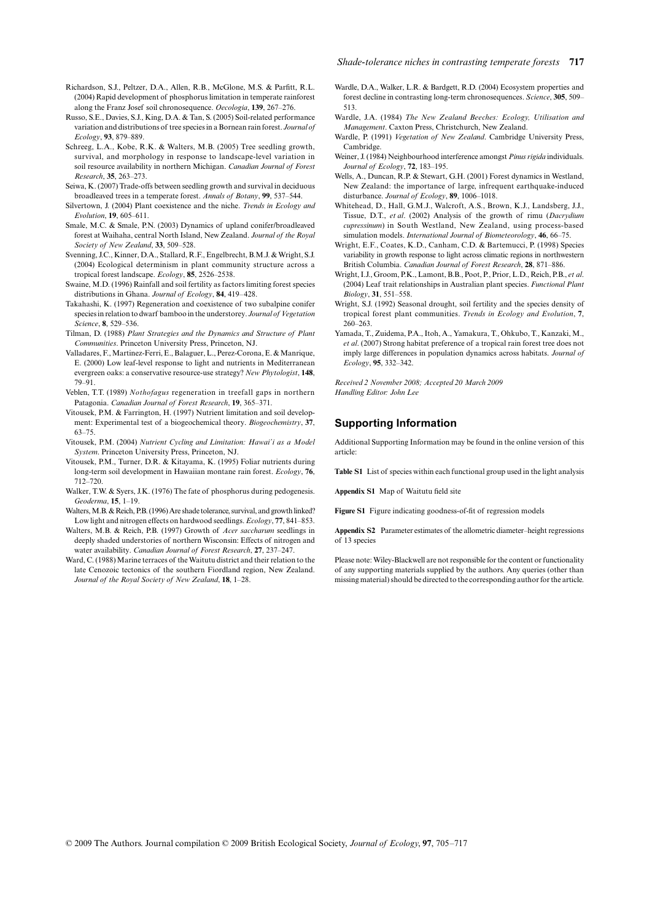Richardson, S.J., Peltzer, D.A., Allen, R.B., McGlone, M.S. & Parfitt, R.L. (2004) Rapid development of phosphorus limitation in temperate rainforest along the Franz Josef soil chronosequence. *Oecologia*, **139**, 267–276.

Russo, S.E., Davies, S.J., King, D.A. & Tan, S. (2005) Soil-related performance variation and distributions of tree species in a Bornean rain forest. *Journal of Ecology*, **93**, 879–889.

Schreeg, L.A., Kobe, R.K. & Walters, M.B. (2005) Tree seedling growth, survival, and morphology in response to landscape-level variation in soil resource availability in northern Michigan. *Canadian Journal of Forest Research*, **35**, 263–273.

Seiwa, K. (2007) Trade-offs between seedling growth and survival in deciduous broadleaved trees in a temperate forest. *Annals of Botany*, **99**, 537–544.

Silvertown, J. (2004) Plant coexistence and the niche. *Trends in Ecology and Evolution*, **19**, 605–611.

Smale, M.C. & Smale, P.N. (2003) Dynamics of upland conifer/broadleaved forest at Waihaha, central North Island, New Zealand. *Journal of the Royal Society of New Zealand*, **33**, 509–528.

Svenning, J.C., Kinner, D.A., Stallard, R.F., Engelbrecht, B.M.J. & Wright, S.J. (2004) Ecological determinism in plant community structure across a tropical forest landscape. *Ecology*, **85**, 2526–2538.

Swaine, M.D. (1996) Rainfall and soil fertility as factors limiting forest species distributions in Ghana. *Journal of Ecology*, **84**, 419–428.

Takahashi, K. (1997) Regeneration and coexistence of two subalpine conifer species in relation to dwarf bamboo in the understorey. *Journal of Vegetation Science*, **8**, 529–536.

Tilman, D. (1988) *Plant Strategies and the Dynamics and Structure of Plant Communities*. Princeton University Press, Princeton, NJ.

Valladares, F., Martinez-Ferri, E., Balaguer, L., Perez-Corona, E. & Manrique, E. (2000) Low leaf-level response to light and nutrients in Mediterranean evergreen oaks: a conservative resource-use strategy? *New Phytologist*, **148**, 79–91.

Veblen, T.T. (1989) *Nothofagus* regeneration in treefall gaps in northern Patagonia. *Canadian Journal of Forest Research*, **19**, 365–371.

Vitousek, P.M. & Farrington, H. (1997) Nutrient limitation and soil development: Experimental test of a biogeochemical theory. *Biogeochemistry*, **37**, 63–75.

Vitousek, P.M. (2004) *Nutrient Cycling and Limitation: Hawai'i as a Model System*. Princeton University Press, Princeton, NJ.

Vitousek, P.M., Turner, D.R. & Kitayama, K. (1995) Foliar nutrients during long-term soil development in Hawaiian montane rain forest. *Ecology*, **76**, 712–720.

Walker, T.W. & Syers, J.K. (1976) The fate of phosphorus during pedogenesis. *Geoderma*, **15**, 1–19.

Walters, M.B. & Reich, P.B. (1996) Are shade tolerance, survival, and growth linked? Low light and nitrogen effects on hardwood seedlings. *Ecology*, **77**, 841–853.

Walters, M.B. & Reich, P.B. (1997) Growth of *Acer saccharum* seedlings in deeply shaded understories of northern Wisconsin: Effects of nitrogen and water availability. *Canadian Journal of Forest Research*, **27**, 237–247.

Ward, C. (1988) Marine terraces of the Waitutu district and their relation to the late Cenozoic tectonics of the southern Fiordland region, New Zealand. *Journal of the Royal Society of New Zealand*, **18**, 1–28.

Wardle, D.A., Walker, L.R. & Bardgett, R.D. (2004) Ecosystem properties and forest decline in contrasting long-term chronosequences. *Science*, **305**, 509–513.

Wardle, J.A. (1984) *The New Zealand Beeches: Ecology, Utilisation and Management*. Caxton Press, Christchurch, New Zealand.

Wardle, P. (1991) *Vegetation of New Zealand*. Cambridge University Press, Cambridge.

Weiner, J. (1984) Neighbourhood interference amongst *Pinus rigida* individuals. *Journal of Ecology*, **72**, 183–195.

Wells, A., Duncan, R.P. & Stewart, G.H. (2001) Forest dynamics in Westland, New Zealand: the importance of large, infrequent earthquake-induced disturbance. *Journal of Ecology*, **89**, 1006–1018.

Whitehead, D., Hall, G.M.J., Walcroft, A.S., Brown, K.J., Landsberg, J.J., Tissue, D.T., *et al*. (2002) Analysis of the growth of rimu (*Dacrydium cupressinum*) in South Westland, New Zealand, using process-based simulation models. *International Journal of Biometeorology*, **46**, 66–75.

Wright, E.F., Coates, K.D., Canham, C.D. & Bartemucci, P. (1998) Species variability in growth response to light across climatic regions in northwestern British Columbia. *Canadian Journal of Forest Research*, **28**, 871–886.

Wright, I.J., Groom, P.K., Lamont, B.B., Poot, P., Prior, L.D., Reich, P.B., *et al*. (2004) Leaf trait relationships in Australian plant species. *Functional Plant Biology*, **31**, 551–558.

Wright, S.J. (1992) Seasonal drought, soil fertility and the species density of tropical forest plant communities. *Trends in Ecology and Evolution*, **7**, 260–263.

Yamada, T., Zuidema, P.A., Itoh, A., Yamakura, T., Ohkubo, T., Kanzaki, M., *et al*. (2007) Strong habitat preference of a tropical rain forest tree does not imply large differences in population dynamics across habitats. *Journal of Ecology*, **95**, 332–342.

*Received 2 November 2008; Accepted 20 March 2009*
*Handling Editor: John Lee*

## Supporting Information

Additional Supporting Information may be found in the online version of this article:

**Table S1** List of species within each functional group used in the light analysis

**Appendix S1** Map of Waitutu field site

**Figure S1** Figure indicating goodness-of-fit of regression models

**Appendix S2** Parameter estimates of the allometric diameter–height regressions of 13 species

Please note: Wiley-Blackwell are not responsible for the content or functionality of any supporting materials supplied by the authors. Any queries (other than missing material) should be directed to the corresponding author for the article.